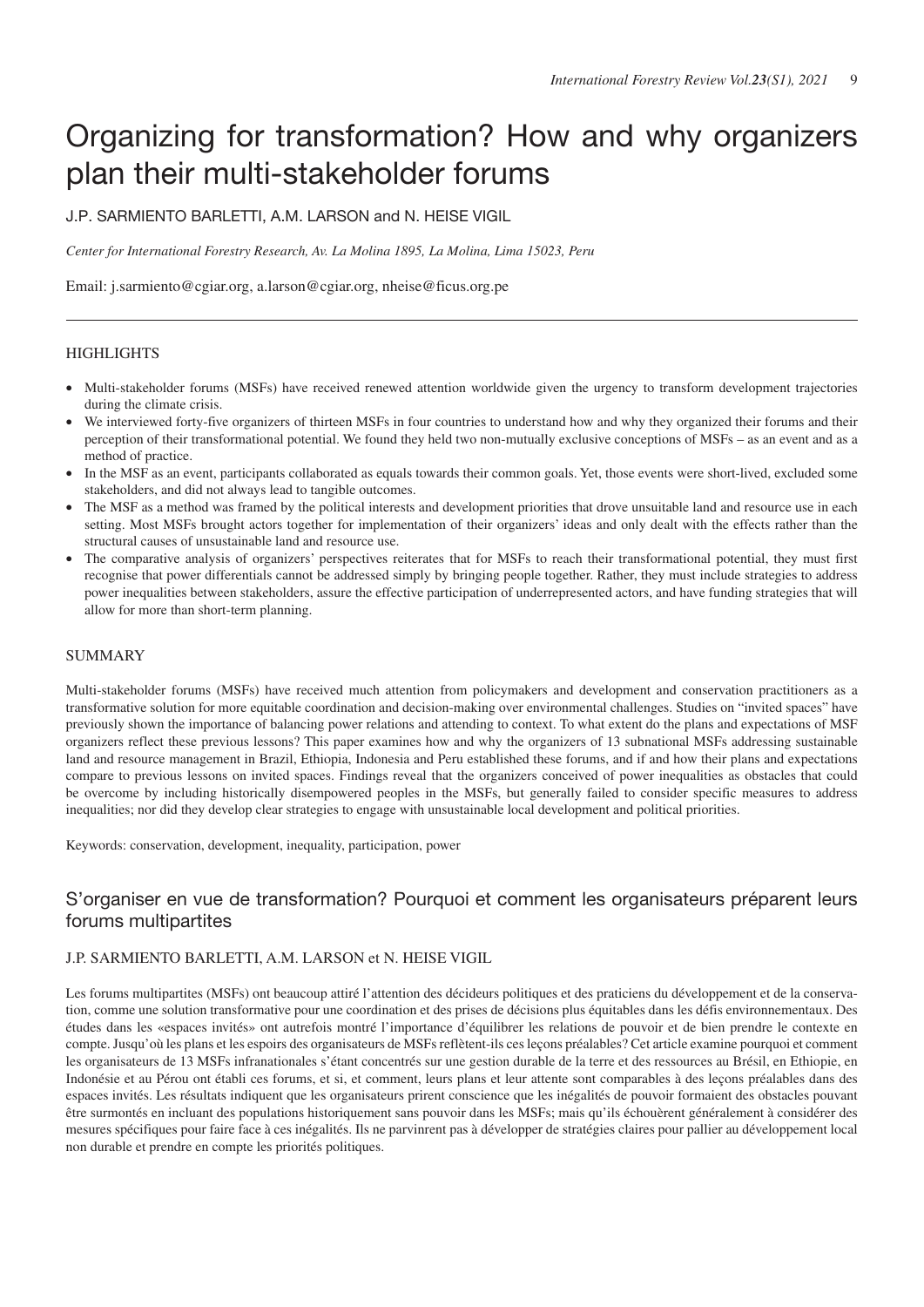# Organizing for transformation? How and why organizers plan their multi-stakeholder forums

J.P. SARMIENTO BARLETTI, A.M. LARSON and N. HEISE VIGIL

*Center for International Forestry Research, Av. La Molina 1895, La Molina, Lima 15023, Peru*

Email: j.sarmiento@cgiar.org, a.larson@cgiar.org, nheise@ficus.org.pe

## HIGHLIGHTS

- Multi-stakeholder forums (MSFs) have received renewed attention worldwide given the urgency to transform development trajectories during the climate crisis.
- We interviewed forty-five organizers of thirteen MSFs in four countries to understand how and why they organized their forums and their perception of their transformational potential. We found they held two non-mutually exclusive conceptions of MSFs – as an event and as a method of practice.
- In the MSF as an event, participants collaborated as equals towards their common goals. Yet, those events were short-lived, excluded some stakeholders, and did not always lead to tangible outcomes.
- The MSF as a method was framed by the political interests and development priorities that drove unsuitable land and resource use in each setting. Most MSFs brought actors together for implementation of their organizers' ideas and only dealt with the effects rather than the structural causes of unsustainable land and resource use.
- The comparative analysis of organizers' perspectives reiterates that for MSFs to reach their transformational potential, they must first recognise that power differentials cannot be addressed simply by bringing people together. Rather, they must include strategies to address power inequalities between stakeholders, assure the effective participation of underrepresented actors, and have funding strategies that will allow for more than short-term planning.

## SUMMARY

Multi-stakeholder forums (MSFs) have received much attention from policymakers and development and conservation practitioners as a transformative solution for more equitable coordination and decision-making over environmental challenges. Studies on "invited spaces" have previously shown the importance of balancing power relations and attending to context. To what extent do the plans and expectations of MSF organizers reflect these previous lessons? This paper examines how and why the organizers of 13 subnational MSFs addressing sustainable land and resource management in Brazil, Ethiopia, Indonesia and Peru established these forums, and if and how their plans and expectations compare to previous lessons on invited spaces. Findings reveal that the organizers conceived of power inequalities as obstacles that could be overcome by including historically disempowered peoples in the MSFs, but generally failed to consider specific measures to address inequalities; nor did they develop clear strategies to engage with unsustainable local development and political priorities.

Keywords: conservation, development, inequality, participation, power

## S'organiser en vue de transformation? Pourquoi et comment les organisateurs préparent leurs forums multipartites

J.P. SARMIENTO BARLETTI, A.M. LARSON et N. HEISE VIGIL

Les forums multipartites (MSFs) ont beaucoup attiré l'attention des décideurs politiques et des praticiens du développement et de la conservation, comme une solution transformative pour une coordination et des prises de décisions plus équitables dans les défis environnementaux. Des études dans les «espaces invités» ont autrefois montré l'importance d'équilibrer les relations de pouvoir et de bien prendre le contexte en compte. Jusqu'où les plans et les espoirs des organisateurs de MSFs reflètent-ils ces leçons préalables? Cet article examine pourquoi et comment les organisateurs de 13 MSFs infranationales s'étant concentrés sur une gestion durable de la terre et des ressources au Brésil, en Ethiopie, en Indonésie et au Pérou ont établi ces forums, et si, et comment, leurs plans et leur attente sont comparables à des leçons préalables dans des espaces invités. Les résultats indiquent que les organisateurs prirent conscience que les inégalités de pouvoir formaient des obstacles pouvant être surmontés en incluant des populations historiquement sans pouvoir dans les MSFs; mais qu'ils échouèrent généralement à considérer des mesures spécifiques pour faire face à ces inégalités. Ils ne parvinrent pas à développer de stratégies claires pour pallier au développement local non durable et prendre en compte les priorités politiques.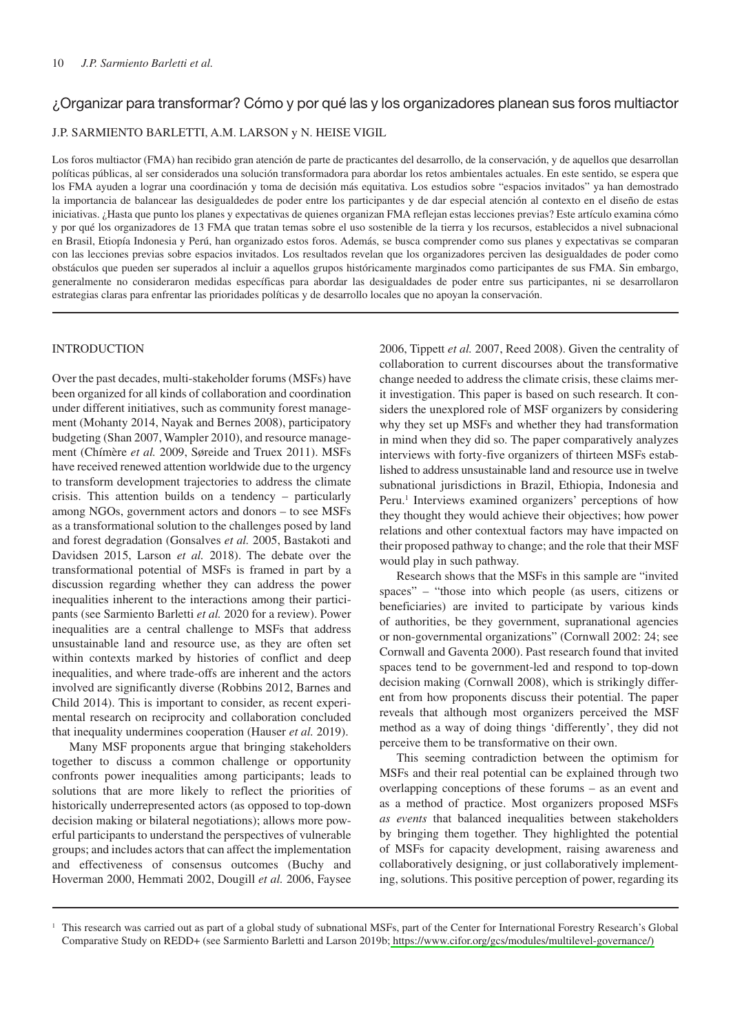## ¿Organizar para transformar? Cómo y por qué las y los organizadores planean sus foros multiactor

J.P. SARMIENTO BARLETTI, A.M. LARSON y N. HEISE VIGIL

Los foros multiactor (FMA) han recibido gran atención de parte de practicantes del desarrollo, de la conservación, y de aquellos que desarrollan políticas públicas, al ser considerados una solución transformadora para abordar los retos ambientales actuales. En este sentido, se espera que los FMA ayuden a lograr una coordinación y toma de decisión más equitativa. Los estudios sobre "espacios invitados" ya han demostrado la importancia de balancear las desigualdedes de poder entre los participantes y de dar especial atención al contexto en el diseño de estas iniciativas. ¿Hasta que punto los planes y expectativas de quienes organizan FMA reflejan estas lecciones previas? Este artículo examina cómo y por qué los organizadores de 13 FMA que tratan temas sobre el uso sostenible de la tierra y los recursos, establecidos a nivel subnacional en Brasil, Etiopía Indonesia y Perú, han organizado estos foros. Además, se busca comprender como sus planes y expectativas se comparan con las lecciones previas sobre espacios invitados. Los resultados revelan que los organizadores perciven las desigualdades de poder como obstáculos que pueden ser superados al incluir a aquellos grupos históricamente marginados como participantes de sus FMA. Sin embargo, generalmente no consideraron medidas específicas para abordar las desigualdades de poder entre sus participantes, ni se desarrollaron estrategias claras para enfrentar las prioridades políticas y de desarrollo locales que no apoyan la conservación.

## INTRODUCTION

Over the past decades, multi-stakeholder forums (MSFs) have been organized for all kinds of collaboration and coordination under different initiatives, such as community forest management (Mohanty 2014, Nayak and Bernes 2008), participatory budgeting (Shan 2007, Wampler 2010), and resource management (Chímère *et al.* 2009, Søreide and Truex 2011). MSFs have received renewed attention worldwide due to the urgency to transform development trajectories to address the climate crisis. This attention builds on a tendency – particularly among NGOs, government actors and donors – to see MSFs as a transformational solution to the challenges posed by land and forest degradation (Gonsalves *et al.* 2005, Bastakoti and Davidsen 2015, Larson *et al.* 2018). The debate over the transformational potential of MSFs is framed in part by a discussion regarding whether they can address the power inequalities inherent to the interactions among their participants (see Sarmiento Barletti *et al.* 2020 for a review). Power inequalities are a central challenge to MSFs that address unsustainable land and resource use, as they are often set within contexts marked by histories of conflict and deep inequalities, and where trade-offs are inherent and the actors involved are significantly diverse (Robbins 2012, Barnes and Child 2014). This is important to consider, as recent experimental research on reciprocity and collaboration concluded that inequality undermines cooperation (Hauser *et al.* 2019).

Many MSF proponents argue that bringing stakeholders together to discuss a common challenge or opportunity confronts power inequalities among participants; leads to solutions that are more likely to reflect the priorities of historically underrepresented actors (as opposed to top-down decision making or bilateral negotiations); allows more powerful participants to understand the perspectives of vulnerable groups; and includes actors that can affect the implementation and effectiveness of consensus outcomes (Buchy and Hoverman 2000, Hemmati 2002, Dougill *et al.* 2006, Faysee 2006, Tippett *et al.* 2007, Reed 2008). Given the centrality of collaboration to current discourses about the transformative change needed to address the climate crisis, these claims merit investigation. This paper is based on such research. It considers the unexplored role of MSF organizers by considering why they set up MSFs and whether they had transformation in mind when they did so. The paper comparatively analyzes interviews with forty-five organizers of thirteen MSFs established to address unsustainable land and resource use in twelve subnational jurisdictions in Brazil, Ethiopia, Indonesia and Peru.[1] Interviews examined organizers' perceptions of how they thought they would achieve their objectives; how power relations and other contextual factors may have impacted on their proposed pathway to change; and the role that their MSF would play in such pathway.

Research shows that the MSFs in this sample are "invited spaces" – "those into which people (as users, citizens or beneficiaries) are invited to participate by various kinds of authorities, be they government, supranational agencies or non-governmental organizations" (Cornwall 2002: 24; see Cornwall and Gaventa 2000). Past research found that invited spaces tend to be government-led and respond to top-down decision making (Cornwall 2008), which is strikingly different from how proponents discuss their potential. The paper reveals that although most organizers perceived the MSF method as a way of doing things 'differently', they did not perceive them to be transformative on their own.

This seeming contradiction between the optimism for MSFs and their real potential can be explained through two overlapping conceptions of these forums – as an event and as a method of practice. Most organizers proposed MSFs *as events* that balanced inequalities between stakeholders by bringing them together. They highlighted the potential of MSFs for capacity development, raising awareness and collaboratively designing, or just collaboratively implementing, solutions. This positive perception of power, regarding its

[1] This research was carried out as part of a global study of subnational MSFs, part of the Center for International Forestry Research's Global Comparative Study on REDD+ (see Sarmiento Barletti and Larson 2019b; https://www.cifor.org/gcs/modules/multilevel-governance/)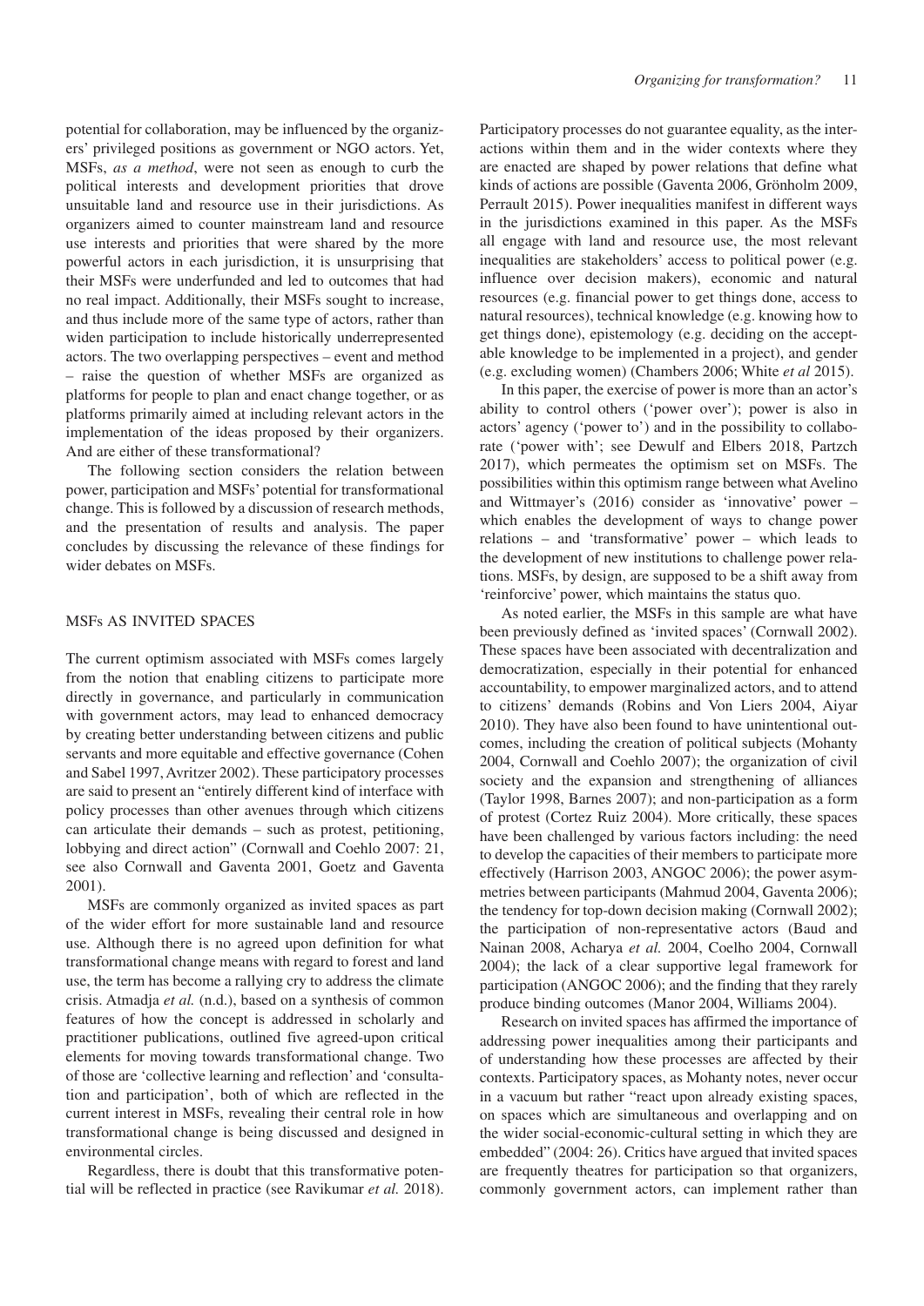potential for collaboration, may be influenced by the organizers' privileged positions as government or NGO actors. Yet, MSFs, *as a method*, were not seen as enough to curb the political interests and development priorities that drove unsuitable land and resource use in their jurisdictions. As organizers aimed to counter mainstream land and resource use interests and priorities that were shared by the more powerful actors in each jurisdiction, it is unsurprising that their MSFs were underfunded and led to outcomes that had no real impact. Additionally, their MSFs sought to increase, and thus include more of the same type of actors, rather than widen participation to include historically underrepresented actors. The two overlapping perspectives – event and method – raise the question of whether MSFs are organized as platforms for people to plan and enact change together, or as platforms primarily aimed at including relevant actors in the implementation of the ideas proposed by their organizers. And are either of these transformational?

The following section considers the relation between power, participation and MSFs' potential for transformational change. This is followed by a discussion of research methods, and the presentation of results and analysis. The paper concludes by discussing the relevance of these findings for wider debates on MSFs.

## MSFs AS INVITED SPACES

The current optimism associated with MSFs comes largely from the notion that enabling citizens to participate more directly in governance, and particularly in communication with government actors, may lead to enhanced democracy by creating better understanding between citizens and public servants and more equitable and effective governance (Cohen and Sabel 1997, Avritzer 2002). These participatory processes are said to present an "entirely different kind of interface with policy processes than other avenues through which citizens can articulate their demands – such as protest, petitioning, lobbying and direct action" (Cornwall and Coehlo 2007: 21, see also Cornwall and Gaventa 2001, Goetz and Gaventa 2001).

MSFs are commonly organized as invited spaces as part of the wider effort for more sustainable land and resource use. Although there is no agreed upon definition for what transformational change means with regard to forest and land use, the term has become a rallying cry to address the climate crisis. Atmadja *et al.* (n.d.), based on a synthesis of common features of how the concept is addressed in scholarly and practitioner publications, outlined five agreed-upon critical elements for moving towards transformational change. Two of those are 'collective learning and reflection' and 'consultation and participation', both of which are reflected in the current interest in MSFs, revealing their central role in how transformational change is being discussed and designed in environmental circles.

Regardless, there is doubt that this transformative potential will be reflected in practice (see Ravikumar *et al.* 2018). Participatory processes do not guarantee equality, as the interactions within them and in the wider contexts where they are enacted are shaped by power relations that define what kinds of actions are possible (Gaventa 2006, Grönholm 2009, Perrault 2015). Power inequalities manifest in different ways in the jurisdictions examined in this paper. As the MSFs all engage with land and resource use, the most relevant inequalities are stakeholders' access to political power (e.g. influence over decision makers), economic and natural resources (e.g. financial power to get things done, access to natural resources), technical knowledge (e.g. knowing how to get things done), epistemology (e.g. deciding on the acceptable knowledge to be implemented in a project), and gender (e.g. excluding women) (Chambers 2006; White *et al* 2015).

In this paper, the exercise of power is more than an actor's ability to control others ('power over'); power is also in actors' agency ('power to') and in the possibility to collaborate ('power with'; see Dewulf and Elbers 2018, Partzch 2017), which permeates the optimism set on MSFs. The possibilities within this optimism range between what Avelino and Wittmayer's (2016) consider as 'innovative' power – which enables the development of ways to change power relations – and 'transformative' power – which leads to the development of new institutions to challenge power relations. MSFs, by design, are supposed to be a shift away from 'reinforcive' power, which maintains the status quo.

As noted earlier, the MSFs in this sample are what have been previously defined as 'invited spaces' (Cornwall 2002). These spaces have been associated with decentralization and democratization, especially in their potential for enhanced accountability, to empower marginalized actors, and to attend to citizens' demands (Robins and Von Liers 2004, Aiyar 2010). They have also been found to have unintentional outcomes, including the creation of political subjects (Mohanty 2004, Cornwall and Coehlo 2007); the organization of civil society and the expansion and strengthening of alliances (Taylor 1998, Barnes 2007); and non-participation as a form of protest (Cortez Ruiz 2004). More critically, these spaces have been challenged by various factors including: the need to develop the capacities of their members to participate more effectively (Harrison 2003, ANGOC 2006); the power asymmetries between participants (Mahmud 2004, Gaventa 2006); the tendency for top-down decision making (Cornwall 2002); the participation of non-representative actors (Baud and Nainan 2008, Acharya *et al.* 2004, Coelho 2004, Cornwall 2004); the lack of a clear supportive legal framework for participation (ANGOC 2006); and the finding that they rarely produce binding outcomes (Manor 2004, Williams 2004).

Research on invited spaces has affirmed the importance of addressing power inequalities among their participants and of understanding how these processes are affected by their contexts. Participatory spaces, as Mohanty notes, never occur in a vacuum but rather "react upon already existing spaces, on spaces which are simultaneous and overlapping and on the wider social-economic-cultural setting in which they are embedded" (2004: 26). Critics have argued that invited spaces are frequently theatres for participation so that organizers, commonly government actors, can implement rather than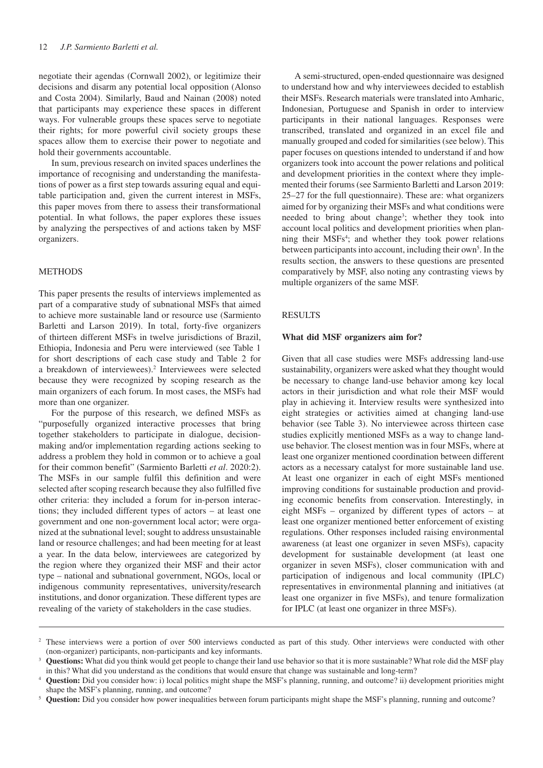negotiate their agendas (Cornwall 2002), or legitimize their decisions and disarm any potential local opposition (Alonso and Costa 2004). Similarly, Baud and Nainan (2008) noted that participants may experience these spaces in different ways. For vulnerable groups these spaces serve to negotiate their rights; for more powerful civil society groups these spaces allow them to exercise their power to negotiate and hold their governments accountable.

In sum, previous research on invited spaces underlines the importance of recognising and understanding the manifestations of power as a first step towards assuring equal and equitable participation and, given the current interest in MSFs, this paper moves from there to assess their transformational potential. In what follows, the paper explores these issues by analyzing the perspectives of and actions taken by MSF organizers.

## METHODS

This paper presents the results of interviews implemented as part of a comparative study of subnational MSFs that aimed to achieve more sustainable land or resource use (Sarmiento Barletti and Larson 2019). In total, forty-five organizers of thirteen different MSFs in twelve jurisdictions of Brazil, Ethiopia, Indonesia and Peru were interviewed (see Table 1 for short descriptions of each case study and Table 2 for a breakdown of interviewees).[2] Interviewees were selected because they were recognized by scoping research as the main organizers of each forum. In most cases, the MSFs had more than one organizer.

For the purpose of this research, we defined MSFs as "purposefully organized interactive processes that bring together stakeholders to participate in dialogue, decision-making and/or implementation regarding actions seeking to address a problem they hold in common or to achieve a goal for their common benefit" (Sarmiento Barletti *et al*. 2020:2). The MSFs in our sample fulfil this definition and were selected after scoping research because they also fulfilled five other criteria: they included a forum for in-person interactions; they included different types of actors – at least one government and one non-government local actor; were organized at the subnational level; sought to address unsustainable land or resource challenges; and had been meeting for at least a year. In the data below, interviewees are categorized by the region where they organized their MSF and their actor type – national and subnational government, NGOs, local or indigenous community representatives, university/research institutions, and donor organization. These different types are revealing of the variety of stakeholders in the case studies.

A semi-structured, open-ended questionnaire was designed to understand how and why interviewees decided to establish their MSFs. Research materials were translated into Amharic, Indonesian, Portuguese and Spanish in order to interview participants in their national languages. Responses were transcribed, translated and organized in an excel file and manually grouped and coded for similarities (see below). This paper focuses on questions intended to understand if and how organizers took into account the power relations and political and development priorities in the context where they implemented their forums (see Sarmiento Barletti and Larson 2019: 25–27 for the full questionnaire). These are: what organizers aimed for by organizing their MSFs and what conditions were needed to bring about change[3]; whether they took into account local politics and development priorities when planning their MSFs[4]; and whether they took power relations between participants into account, including their own[5]. In the results section, the answers to these questions are presented comparatively by MSF, also noting any contrasting views by multiple organizers of the same MSF.

## RESULTS

### What did MSF organizers aim for?

Given that all case studies were MSFs addressing land-use sustainability, organizers were asked what they thought would be necessary to change land-use behavior among key local actors in their jurisdiction and what role their MSF would play in achieving it. Interview results were synthesized into eight strategies or activities aimed at changing land-use behavior (see Table 3). No interviewee across thirteen case studies explicitly mentioned MSFs as a way to change land-use behavior. The closest mention was in four MSFs, where at least one organizer mentioned coordination between different actors as a necessary catalyst for more sustainable land use. At least one organizer in each of eight MSFs mentioned improving conditions for sustainable production and providing economic benefits from conservation. Interestingly, in eight MSFs – organized by different types of actors – at least one organizer mentioned better enforcement of existing regulations. Other responses included raising environmental awareness (at least one organizer in seven MSFs), capacity development for sustainable development (at least one organizer in seven MSFs), closer communication with and participation of indigenous and local community (IPLC) representatives in environmental planning and initiatives (at least one organizer in five MSFs), and tenure formalization for IPLC (at least one organizer in three MSFs).

---

[2] These interviews were a portion of over 500 interviews conducted as part of this study. Other interviews were conducted with other (non-organizer) participants, non-participants and key informants.

[3] **Questions:** What did you think would get people to change their land use behavior so that it is more sustainable? What role did the MSF play in this? What did you understand as the conditions that would ensure that change was sustainable and long-term?

[4] **Question:** Did you consider how: i) local politics might shape the MSF's planning, running, and outcome? ii) development priorities might shape the MSF's planning, running, and outcome?

[5] **Question:** Did you consider how power inequalities between forum participants might shape the MSF's planning, running and outcome?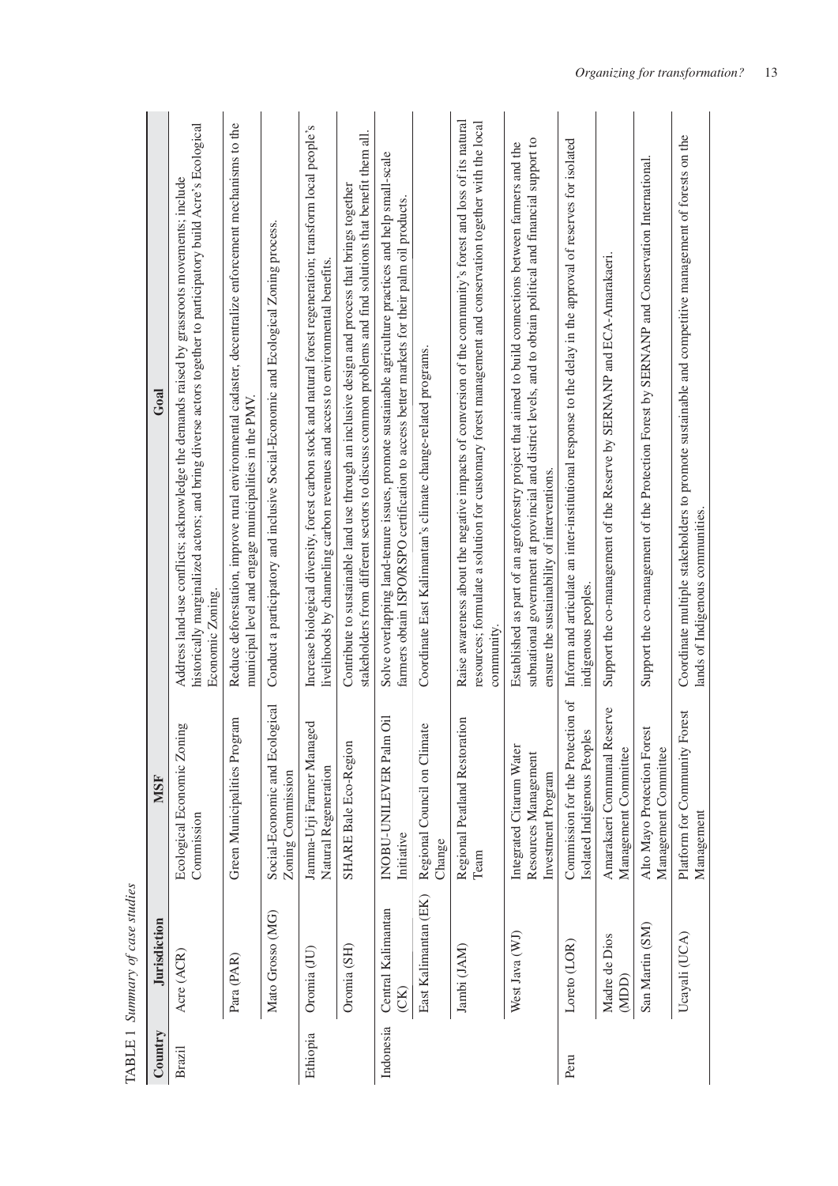TABLE 1 *Summary of case studies*

| Country | Jurisdiction | MSF | Goal |
|---|---|---|---|
| Brazil | Acre (ACR) | Ecological Economic Zoning Commission | Address land-use conflicts; acknowledge the demands raised by grassroots movements; include historically marginalized actors; and bring diverse actors together to participatory build Acre's Ecological Economic Zoning. |
| | Para (PAR) | Green Municipalities Program | Reduce deforestation, improve rural environmental cadaster, decentralize enforcement mechanisms to the municipal level and engage municipalities in the PMV. |
| | Mato Grosso (MG) | Social-Economic and Ecological Zoning Commission | Conduct a participatory and inclusive Social-Economic and Ecological Zoning process. |
| Ethiopia | Oromia (JU) | Jamma-Urji Farmer Managed Natural Regeneration | Increase biological diversity, forest carbon stock and natural forest regeneration; transform local people's livelihoods by channeling carbon revenues and access to environmental benefits. |
| | Oromia (SH) | SHARE Bale Eco-Region | Contribute to sustainable land use through an inclusive design and process that brings together stakeholders from different sectors to discuss common problems and find solutions that benefit them all. |
| Indonesia | Central Kalimantan (CK) | INOBU-UNILEVER Palm Oil Initiative | Solve overlapping land-tenure issues, promote sustainable agriculture practices and help small-scale farmers obtain ISPO/RSPO certification to access better markets for their palm oil products. |
| | East Kalimantan (EK) | Regional Council on Climate Change | Coordinate East Kalimantan's climate change-related programs. |
| | Jambi (JAM) | Regional Peatland Restoration Team | Raise awareness about the negative impacts of conversion of the community's forest and loss of its natural resources; formulate a solution for customary forest management and conservation together with the local community. |
| | West Java (WJ) | Integrated Citarum Water Resources Management Investment Program | Established as part of an agroforestry project that aimed to build connections between farmers and the subnational government at provincial and district levels, and to obtain political and financial support to ensure the sustainability of interventions. |
| Peru | Loreto (LOR) | Commission for the Protection of Isolated Indigenous Peoples | Inform and articulate an inter-institutional response to the delay in the approval of reserves for isolated indigenous peoples. |
| | Madre de Dios (MDD) | Amarakaeri Communal Reserve Management Committee | Support the co-management of the Reserve by SERNANP and ECA-Amarakaeri. |
| | San Martin (SM) | Alto Mayo Protection Forest Management Committee | Support the co-management of the Protection Forest by SERNANP and Conservation International. |
| | Ucayali (UCA) | Platform for Community Forest Management | Coordinate multiple stakeholders to promote sustainable and competitive management of forests on the lands of Indigenous communities. |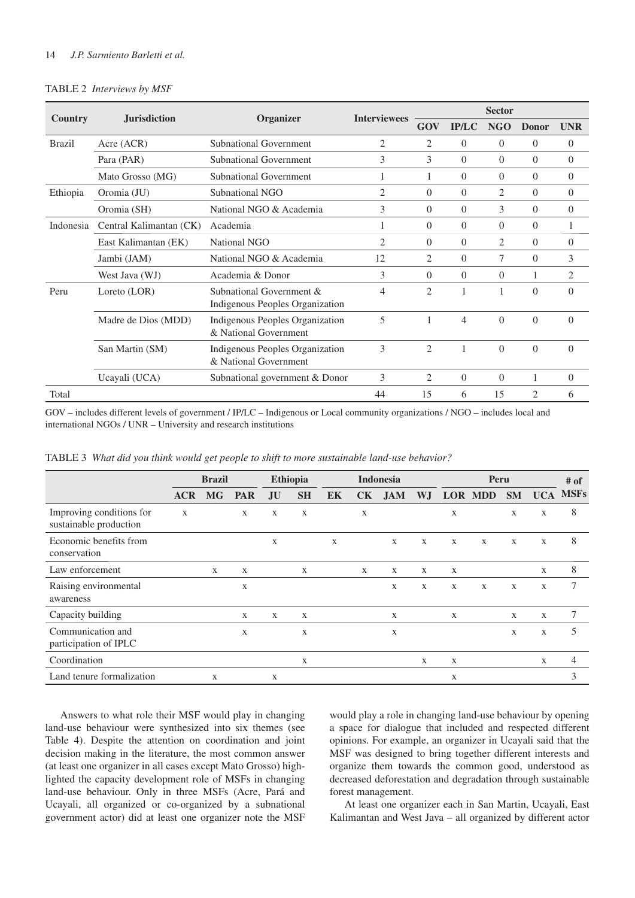TABLE 2 *Interviews by MSF*

| Country | Jurisdiction | Organizer | Interviewees | Sector | | | | |
|---|---|---|---|---|---|---|---|---|
| | | | | GOV | IP/LC | NGO | Donor | UNR |
| Brazil | Acre (ACR) | Subnational Government | 2 | 2 | 0 | 0 | 0 | 0 |
| | Para (PAR) | Subnational Government | 3 | 3 | 0 | 0 | 0 | 0 |
| | Mato Grosso (MG) | Subnational Government | 1 | 1 | 0 | 0 | 0 | 0 |
| Ethiopia | Oromia (JU) | Subnational NGO | 2 | 0 | 0 | 2 | 0 | 0 |
| | Oromia (SH) | National NGO & Academia | 3 | 0 | 0 | 3 | 0 | 0 |
| Indonesia | Central Kalimantan (CK) | Academia | 1 | 0 | 0 | 0 | 0 | 1 |
| | East Kalimantan (EK) | National NGO | 2 | 0 | 0 | 2 | 0 | 0 |
| | Jambi (JAM) | National NGO & Academia | 12 | 2 | 0 | 7 | 0 | 3 |
| | West Java (WJ) | Academia & Donor | 3 | 0 | 0 | 0 | 1 | 2 |
| Peru | Loreto (LOR) | Subnational Government & Indigenous Peoples Organization | 4 | 2 | 1 | 1 | 0 | 0 |
| | Madre de Dios (MDD) | Indigenous Peoples Organization & National Government | 5 | 1 | 4 | 0 | 0 | 0 |
| | San Martin (SM) | Indigenous Peoples Organization & National Government | 3 | 2 | 1 | 0 | 0 | 0 |
| | Ucayali (UCA) | Subnational government & Donor | 3 | 2 | 0 | 0 | 1 | 0 |
| Total | | | 44 | 15 | 6 | 15 | 2 | 6 |

GOV – includes different levels of government / IP/LC – Indigenous or Local community organizations / NGO – includes local and international NGOs / UNR – University and research institutions

TABLE 3 *What did you think would get people to shift to more sustainable land-use behavior?*

| | Brazil | | | Ethiopia | | Indonesia | | | | Peru | | | | # of MSFs |
|---|---|---|---|---|---|---|---|---|---|---|---|---|---|---|
| | ACR | MG | PAR | JU | SH | EK | CK | JAM | WJ | LOR | MDD | SM | UCA | |
| Improving conditions for sustainable production | x | | x | x | x | | x | | | x | | x | x | 8 |
| Economic benefits from conservation | | | | x | | x | | x | x | x | x | x | x | 8 |
| Law enforcement | | x | x | | x | | x | x | x | x | | | x | 8 |
| Raising environmental awareness | | | x | | | | | x | x | x | x | x | x | 7 |
| Capacity building | | | x | x | x | | | x | | x | | x | x | 7 |
| Communication and participation of IPLC | | | x | | x | | | x | | | | x | x | 5 |
| Coordination | | | | | x | | | | x | x | | | x | 4 |
| Land tenure formalization | | x | | x | | | | | | x | | | | 3 |

Answers to what role their MSF would play in changing land-use behaviour were synthesized into six themes (see Table 4). Despite the attention on coordination and joint decision making in the literature, the most common answer (at least one organizer in all cases except Mato Grosso) highlighted the capacity development role of MSFs in changing land-use behaviour. Only in three MSFs (Acre, Pará and Ucayali, all organized or co-organized by a subnational government actor) did at least one organizer note the MSF would play a role in changing land-use behaviour by opening a space for dialogue that included and respected different opinions. For example, an organizer in Ucayali said that the MSF was designed to bring together different interests and organize them towards the common good, understood as decreased deforestation and degradation through sustainable forest management.

At least one organizer each in San Martin, Ucayali, East Kalimantan and West Java – all organized by different actor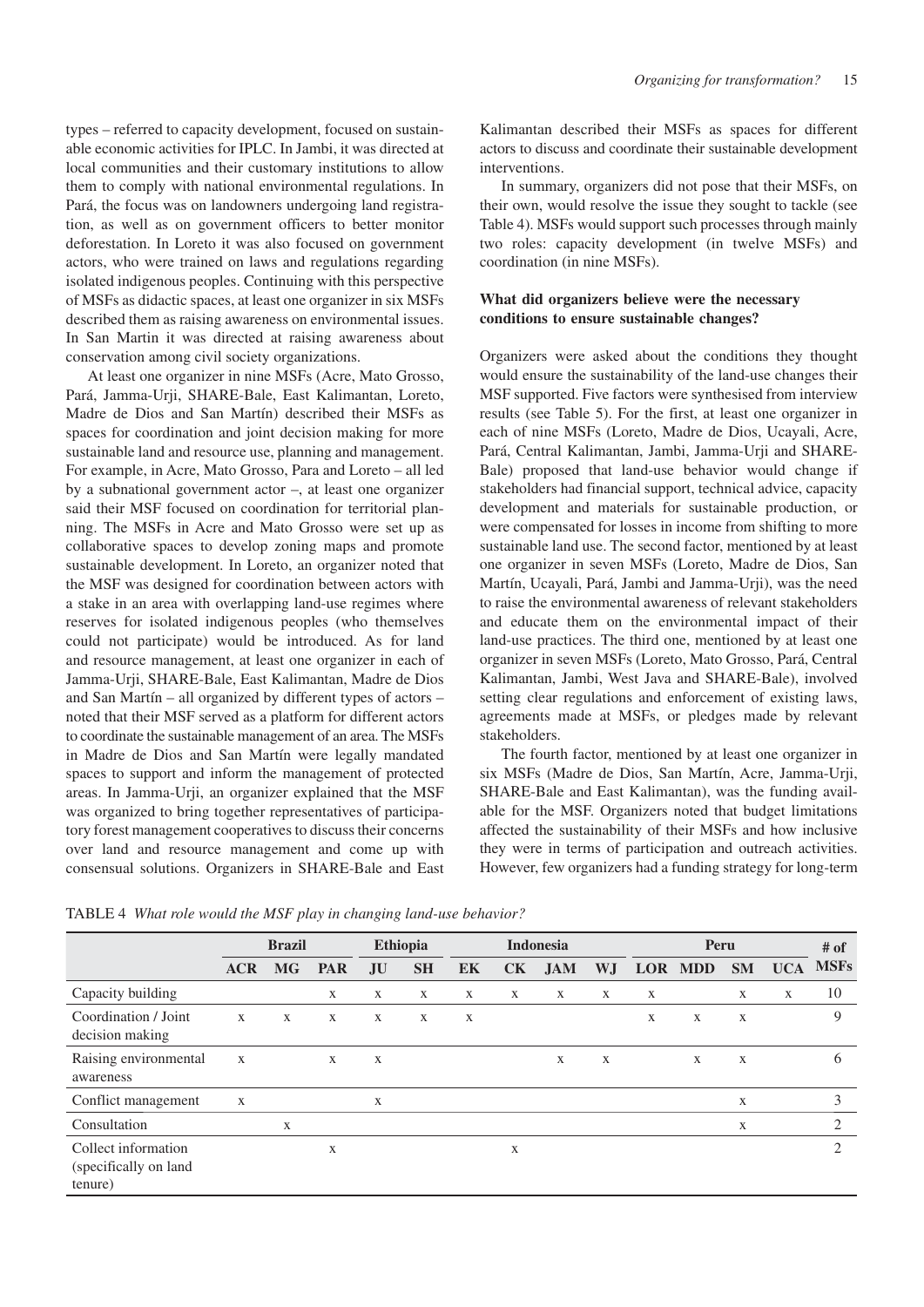types – referred to capacity development, focused on sustainable economic activities for IPLC. In Jambi, it was directed at local communities and their customary institutions to allow them to comply with national environmental regulations. In Pará, the focus was on landowners undergoing land registration, as well as on government officers to better monitor deforestation. In Loreto it was also focused on government actors, who were trained on laws and regulations regarding isolated indigenous peoples. Continuing with this perspective of MSFs as didactic spaces, at least one organizer in six MSFs described them as raising awareness on environmental issues. In San Martin it was directed at raising awareness about conservation among civil society organizations.

At least one organizer in nine MSFs (Acre, Mato Grosso, Pará, Jamma-Urji, SHARE-Bale, East Kalimantan, Loreto, Madre de Dios and San Martín) described their MSFs as spaces for coordination and joint decision making for more sustainable land and resource use, planning and management. For example, in Acre, Mato Grosso, Para and Loreto – all led by a subnational government actor –, at least one organizer said their MSF focused on coordination for territorial planning. The MSFs in Acre and Mato Grosso were set up as collaborative spaces to develop zoning maps and promote sustainable development. In Loreto, an organizer noted that the MSF was designed for coordination between actors with a stake in an area with overlapping land-use regimes where reserves for isolated indigenous peoples (who themselves could not participate) would be introduced. As for land and resource management, at least one organizer in each of Jamma-Urji, SHARE-Bale, East Kalimantan, Madre de Dios and San Martín – all organized by different types of actors – noted that their MSF served as a platform for different actors to coordinate the sustainable management of an area. The MSFs in Madre de Dios and San Martín were legally mandated spaces to support and inform the management of protected areas. In Jamma-Urji, an organizer explained that the MSF was organized to bring together representatives of participatory forest management cooperatives to discuss their concerns over land and resource management and come up with consensual solutions. Organizers in SHARE-Bale and East Kalimantan described their MSFs as spaces for different actors to discuss and coordinate their sustainable development interventions.

In summary, organizers did not pose that their MSFs, on their own, would resolve the issue they sought to tackle (see Table 4). MSFs would support such processes through mainly two roles: capacity development (in twelve MSFs) and coordination (in nine MSFs).

### What did organizers believe were the necessary conditions to ensure sustainable changes?

Organizers were asked about the conditions they thought would ensure the sustainability of the land-use changes their MSF supported. Five factors were synthesised from interview results (see Table 5). For the first, at least one organizer in each of nine MSFs (Loreto, Madre de Dios, Ucayali, Acre, Pará, Central Kalimantan, Jambi, Jamma-Urji and SHARE-Bale) proposed that land-use behavior would change if stakeholders had financial support, technical advice, capacity development and materials for sustainable production, or were compensated for losses in income from shifting to more sustainable land use. The second factor, mentioned by at least one organizer in seven MSFs (Loreto, Madre de Dios, San Martín, Ucayali, Pará, Jambi and Jamma-Urji), was the need to raise the environmental awareness of relevant stakeholders and educate them on the environmental impact of their land-use practices. The third one, mentioned by at least one organizer in seven MSFs (Loreto, Mato Grosso, Pará, Central Kalimantan, Jambi, West Java and SHARE-Bale), involved setting clear regulations and enforcement of existing laws, agreements made at MSFs, or pledges made by relevant stakeholders.

The fourth factor, mentioned by at least one organizer in six MSFs (Madre de Dios, San Martín, Acre, Jamma-Urji, SHARE-Bale and East Kalimantan), was the funding available for the MSF. Organizers noted that budget limitations affected the sustainability of their MSFs and how inclusive they were in terms of participation and outreach activities. However, few organizers had a funding strategy for long-term

TABLE 4 *What role would the MSF play in changing land-use behavior?*

| | Brazil | | | Ethiopia | | Indonesia | | | | Peru | | | | # of MSFs |
|---|---|---|---|---|---|---|---|---|---|---|---|---|---|---|
| | ACR | MG | PAR | JU | SH | EK | CK | JAM | WJ | LOR | MDD | SM | UCA | |
| Capacity building | | | x | x | x | x | x | x | x | x | | x | x | 10 |
| Coordination / Joint decision making | x | x | x | x | x | x | | | | x | x | x | | 9 |
| Raising environmental awareness | x | | x | x | | | | x | x | | x | x | | 6 |
| Conflict management | x | | | x | | | | | | | | x | | 3 |
| Consultation | | x | | | | | | | | | | x | | 2 |
| Collect information (specifically on land tenure) | | | x | | | | x | | | | | | | 2 |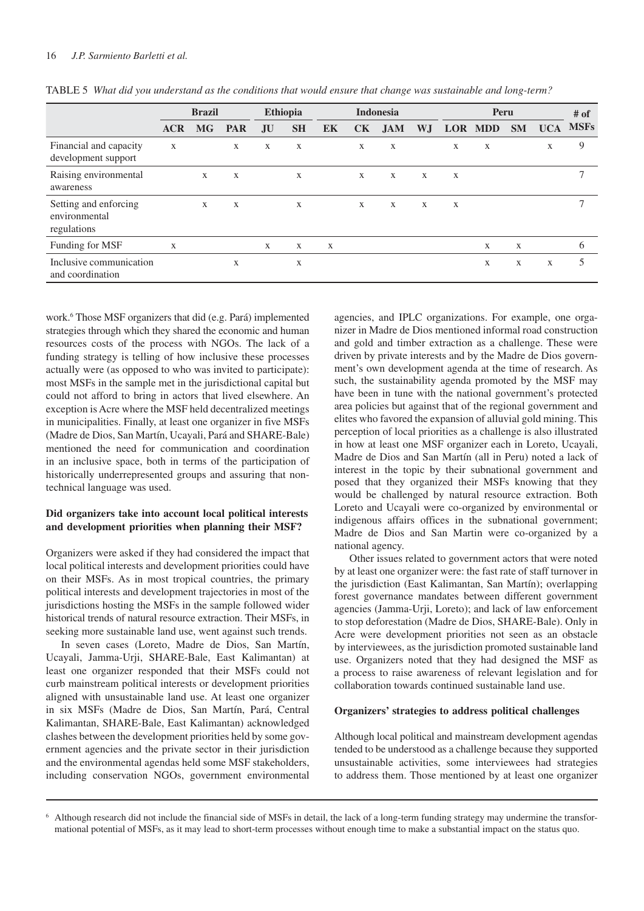TABLE 5 *What did you understand as the conditions that would ensure that change was sustainable and long-term?*

| | Brazil | | | Ethiopia | | Indonesia | | | | Peru | | | | # of MSFs |
|---|---|---|---|---|---|---|---|---|---|---|---|---|---|---|
| | ACR | MG | PAR | JU | SH | EK | CK | JAM | WJ | LOR | MDD | SM | UCA | |
| Financial and capacity development support | x | | x | x | x | | x | x | | x | x | | x | 9 |
| Raising environmental awareness | | x | x | | x | | x | x | x | x | | | | 7 |
| Setting and enforcing environmental regulations | | x | x | | x | | x | x | x | x | | | | 7 |
| Funding for MSF | x | | | x | x | x | | | | | x | x | | 6 |
| Inclusive communication and coordination | | | x | | x | | | | | | x | x | x | 5 |

work.[6] Those MSF organizers that did (e.g. Pará) implemented strategies through which they shared the economic and human resources costs of the process with NGOs. The lack of a funding strategy is telling of how inclusive these processes actually were (as opposed to who was invited to participate): most MSFs in the sample met in the jurisdictional capital but could not afford to bring in actors that lived elsewhere. An exception is Acre where the MSF held decentralized meetings in municipalities. Finally, at least one organizer in five MSFs (Madre de Dios, San Martín, Ucayali, Pará and SHARE-Bale) mentioned the need for communication and coordination in an inclusive space, both in terms of the participation of historically underrepresented groups and assuring that non-technical language was used.

### Did organizers take into account local political interests and development priorities when planning their MSF?

Organizers were asked if they had considered the impact that local political interests and development priorities could have on their MSFs. As in most tropical countries, the primary political interests and development trajectories in most of the jurisdictions hosting the MSFs in the sample followed wider historical trends of natural resource extraction. Their MSFs, in seeking more sustainable land use, went against such trends.

In seven cases (Loreto, Madre de Dios, San Martín, Ucayali, Jamma-Urji, SHARE-Bale, East Kalimantan) at least one organizer responded that their MSFs could not curb mainstream political interests or development priorities aligned with unsustainable land use. At least one organizer in six MSFs (Madre de Dios, San Martín, Pará, Central Kalimantan, SHARE-Bale, East Kalimantan) acknowledged clashes between the development priorities held by some government agencies and the private sector in their jurisdiction and the environmental agendas held some MSF stakeholders, including conservation NGOs, government environmental agencies, and IPLC organizations. For example, one organizer in Madre de Dios mentioned informal road construction and gold and timber extraction as a challenge. These were driven by private interests and by the Madre de Dios government's own development agenda at the time of research. As such, the sustainability agenda promoted by the MSF may have been in tune with the national government's protected area policies but against that of the regional government and elites who favored the expansion of alluvial gold mining. This perception of local priorities as a challenge is also illustrated in how at least one MSF organizer each in Loreto, Ucayali, Madre de Dios and San Martín (all in Peru) noted a lack of interest in the topic by their subnational government and posed that they organized their MSFs knowing that they would be challenged by natural resource extraction. Both Loreto and Ucayali were co-organized by environmental or indigenous affairs offices in the subnational government; Madre de Dios and San Martin were co-organized by a national agency.

Other issues related to government actors that were noted by at least one organizer were: the fast rate of staff turnover in the jurisdiction (East Kalimantan, San Martín); overlapping forest governance mandates between different government agencies (Jamma-Urji, Loreto); and lack of law enforcement to stop deforestation (Madre de Dios, SHARE-Bale). Only in Acre were development priorities not seen as an obstacle by interviewees, as the jurisdiction promoted sustainable land use. Organizers noted that they had designed the MSF as a process to raise awareness of relevant legislation and for collaboration towards continued sustainable land use.

### Organizers' strategies to address political challenges

Although local political and mainstream development agendas tended to be understood as a challenge because they supported unsustainable activities, some interviewees had strategies to address them. Those mentioned by at least one organizer

[6] Although research did not include the financial side of MSFs in detail, the lack of a long-term funding strategy may undermine the transformational potential of MSFs, as it may lead to short-term processes without enough time to make a substantial impact on the status quo.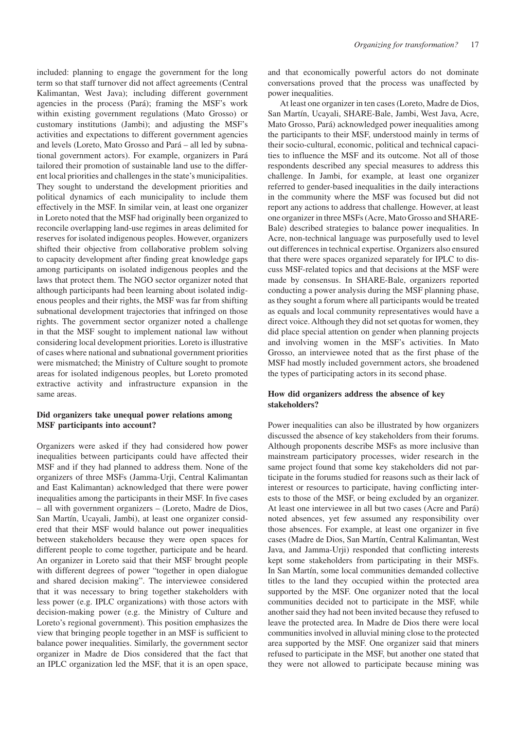included: planning to engage the government for the long term so that staff turnover did not affect agreements (Central Kalimantan, West Java); including different government agencies in the process (Pará); framing the MSF's work within existing government regulations (Mato Grosso) or customary institutions (Jambi); and adjusting the MSF's activities and expectations to different government agencies and levels (Loreto, Mato Grosso and Pará – all led by subnational government actors). For example, organizers in Pará tailored their promotion of sustainable land use to the different local priorities and challenges in the state's municipalities. They sought to understand the development priorities and political dynamics of each municipality to include them effectively in the MSF. In similar vein, at least one organizer in Loreto noted that the MSF had originally been organized to reconcile overlapping land-use regimes in areas delimited for reserves for isolated indigenous peoples. However, organizers shifted their objective from collaborative problem solving to capacity development after finding great knowledge gaps among participants on isolated indigenous peoples and the laws that protect them. The NGO sector organizer noted that although participants had been learning about isolated indigenous peoples and their rights, the MSF was far from shifting subnational development trajectories that infringed on those rights. The government sector organizer noted a challenge in that the MSF sought to implement national law without considering local development priorities. Loreto is illustrative of cases where national and subnational government priorities were mismatched; the Ministry of Culture sought to promote areas for isolated indigenous peoples, but Loreto promoted extractive activity and infrastructure expansion in the same areas.

### Did organizers take unequal power relations among MSF participants into account?

Organizers were asked if they had considered how power inequalities between participants could have affected their MSF and if they had planned to address them. None of the organizers of three MSFs (Jamma-Urji, Central Kalimantan and East Kalimantan) acknowledged that there were power inequalities among the participants in their MSF. In five cases – all with government organizers – (Loreto, Madre de Dios, San Martín, Ucayali, Jambi), at least one organizer considered that their MSF would balance out power inequalities between stakeholders because they were open spaces for different people to come together, participate and be heard. An organizer in Loreto said that their MSF brought people with different degrees of power "together in open dialogue and shared decision making". The interviewee considered that it was necessary to bring together stakeholders with less power (e.g. IPLC organizations) with those actors with decision-making power (e.g. the Ministry of Culture and Loreto's regional government). This position emphasizes the view that bringing people together in an MSF is sufficient to balance power inequalities. Similarly, the government sector organizer in Madre de Dios considered that the fact that an IPLC organization led the MSF, that it is an open space, and that economically powerful actors do not dominate conversations proved that the process was unaffected by power inequalities.

At least one organizer in ten cases (Loreto, Madre de Dios, San Martín, Ucayali, SHARE-Bale, Jambi, West Java, Acre, Mato Grosso, Pará) acknowledged power inequalities among the participants to their MSF, understood mainly in terms of their socio-cultural, economic, political and technical capacities to influence the MSF and its outcome. Not all of those respondents described any special measures to address this challenge. In Jambi, for example, at least one organizer referred to gender-based inequalities in the daily interactions in the community where the MSF was focused but did not report any actions to address that challenge. However, at least one organizer in three MSFs (Acre, Mato Grosso and SHARE-Bale) described strategies to balance power inequalities. In Acre, non-technical language was purposefully used to level out differences in technical expertise. Organizers also ensured that there were spaces organized separately for IPLC to discuss MSF-related topics and that decisions at the MSF were made by consensus. In SHARE-Bale, organizers reported conducting a power analysis during the MSF planning phase, as they sought a forum where all participants would be treated as equals and local community representatives would have a direct voice. Although they did not set quotas for women, they did place special attention on gender when planning projects and involving women in the MSF's activities. In Mato Grosso, an interviewee noted that as the first phase of the MSF had mostly included government actors, she broadened the types of participating actors in its second phase.

### How did organizers address the absence of key stakeholders?

Power inequalities can also be illustrated by how organizers discussed the absence of key stakeholders from their forums. Although proponents describe MSFs as more inclusive than mainstream participatory processes, wider research in the same project found that some key stakeholders did not participate in the forums studied for reasons such as their lack of interest or resources to participate, having conflicting interests to those of the MSF, or being excluded by an organizer. At least one interviewee in all but two cases (Acre and Pará) noted absences, yet few assumed any responsibility over those absences. For example, at least one organizer in five cases (Madre de Dios, San Martín, Central Kalimantan, West Java, and Jamma-Urji) responded that conflicting interests kept some stakeholders from participating in their MSFs. In San Martín, some local communities demanded collective titles to the land they occupied within the protected area supported by the MSF. One organizer noted that the local communities decided not to participate in the MSF, while another said they had not been invited because they refused to leave the protected area. In Madre de Dios there were local communities involved in alluvial mining close to the protected area supported by the MSF. One organizer said that miners refused to participate in the MSF, but another one stated that they were not allowed to participate because mining was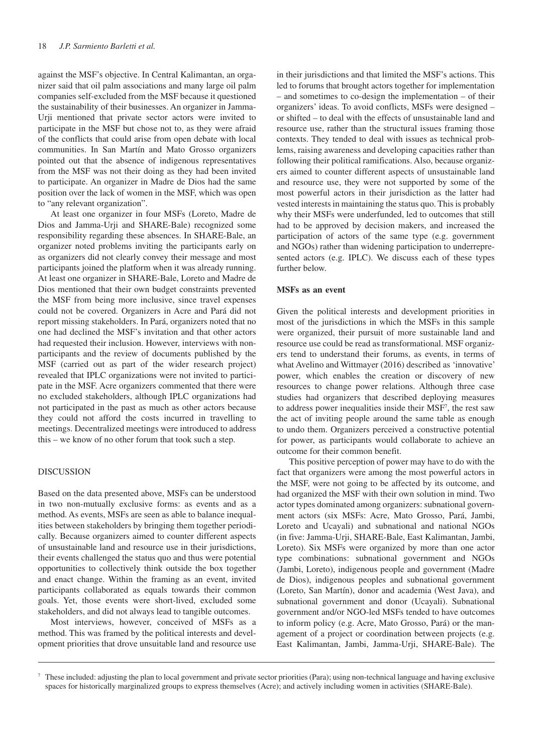against the MSF's objective. In Central Kalimantan, an organizer said that oil palm associations and many large oil palm companies self-excluded from the MSF because it questioned the sustainability of their businesses. An organizer in Jamma-Urji mentioned that private sector actors were invited to participate in the MSF but chose not to, as they were afraid of the conflicts that could arise from open debate with local communities. In San Martín and Mato Grosso organizers pointed out that the absence of indigenous representatives from the MSF was not their doing as they had been invited to participate. An organizer in Madre de Dios had the same position over the lack of women in the MSF, which was open to "any relevant organization".

At least one organizer in four MSFs (Loreto, Madre de Dios and Jamma-Urji and SHARE-Bale) recognized some responsibility regarding these absences. In SHARE-Bale, an organizer noted problems inviting the participants early on as organizers did not clearly convey their message and most participants joined the platform when it was already running. At least one organizer in SHARE-Bale, Loreto and Madre de Dios mentioned that their own budget constraints prevented the MSF from being more inclusive, since travel expenses could not be covered. Organizers in Acre and Pará did not report missing stakeholders. In Pará, organizers noted that no one had declined the MSF's invitation and that other actors had requested their inclusion. However, interviews with non-participants and the review of documents published by the MSF (carried out as part of the wider research project) revealed that IPLC organizations were not invited to participate in the MSF. Acre organizers commented that there were no excluded stakeholders, although IPLC organizations had not participated in the past as much as other actors because they could not afford the costs incurred in travelling to meetings. Decentralized meetings were introduced to address this – we know of no other forum that took such a step.

## DISCUSSION

Based on the data presented above, MSFs can be understood in two non-mutually exclusive forms: as events and as a method. As events, MSFs are seen as able to balance inequalities between stakeholders by bringing them together periodically. Because organizers aimed to counter different aspects of unsustainable land and resource use in their jurisdictions, their events challenged the status quo and thus were potential opportunities to collectively think outside the box together and enact change. Within the framing as an event, invited participants collaborated as equals towards their common goals. Yet, those events were short-lived, excluded some stakeholders, and did not always lead to tangible outcomes.

Most interviews, however, conceived of MSFs as a method. This was framed by the political interests and development priorities that drove unsuitable land and resource use in their jurisdictions and that limited the MSF's actions. This led to forums that brought actors together for implementation – and sometimes to co-design the implementation – of their organizers' ideas. To avoid conflicts, MSFs were designed – or shifted – to deal with the effects of unsustainable land and resource use, rather than the structural issues framing those contexts. They tended to deal with issues as technical problems, raising awareness and developing capacities rather than following their political ramifications. Also, because organizers aimed to counter different aspects of unsustainable land and resource use, they were not supported by some of the most powerful actors in their jurisdiction as the latter had vested interests in maintaining the status quo. This is probably why their MSFs were underfunded, led to outcomes that still had to be approved by decision makers, and increased the participation of actors of the same type (e.g. government and NGOs) rather than widening participation to underrepresented actors (e.g. IPLC). We discuss each of these types further below.

### MSFs as an event

Given the political interests and development priorities in most of the jurisdictions in which the MSFs in this sample were organized, their pursuit of more sustainable land and resource use could be read as transformational. MSF organizers tend to understand their forums, as events, in terms of what Avelino and Wittmayer (2016) described as 'innovative' power, which enables the creation or discovery of new resources to change power relations. Although three case studies had organizers that described deploying measures to address power inequalities inside their MSF[7], the rest saw the act of inviting people around the same table as enough to undo them. Organizers perceived a constructive potential for power, as participants would collaborate to achieve an outcome for their common benefit.

This positive perception of power may have to do with the fact that organizers were among the most powerful actors in the MSF, were not going to be affected by its outcome, and had organized the MSF with their own solution in mind. Two actor types dominated among organizers: subnational government actors (six MSFs: Acre, Mato Grosso, Pará, Jambi, Loreto and Ucayali) and subnational and national NGOs (in five: Jamma-Urji, SHARE-Bale, East Kalimantan, Jambi, Loreto). Six MSFs were organized by more than one actor type combinations: subnational government and NGOs (Jambi, Loreto), indigenous people and government (Madre de Dios), indigenous peoples and subnational government (Loreto, San Martín), donor and academia (West Java), and subnational government and donor (Ucayali). Subnational government and/or NGO-led MSFs tended to have outcomes to inform policy (e.g. Acre, Mato Grosso, Pará) or the management of a project or coordination between projects (e.g. East Kalimantan, Jambi, Jamma-Urji, SHARE-Bale). The

[7] These included: adjusting the plan to local government and private sector priorities (Para); using non-technical language and having exclusive spaces for historically marginalized groups to express themselves (Acre); and actively including women in activities (SHARE-Bale).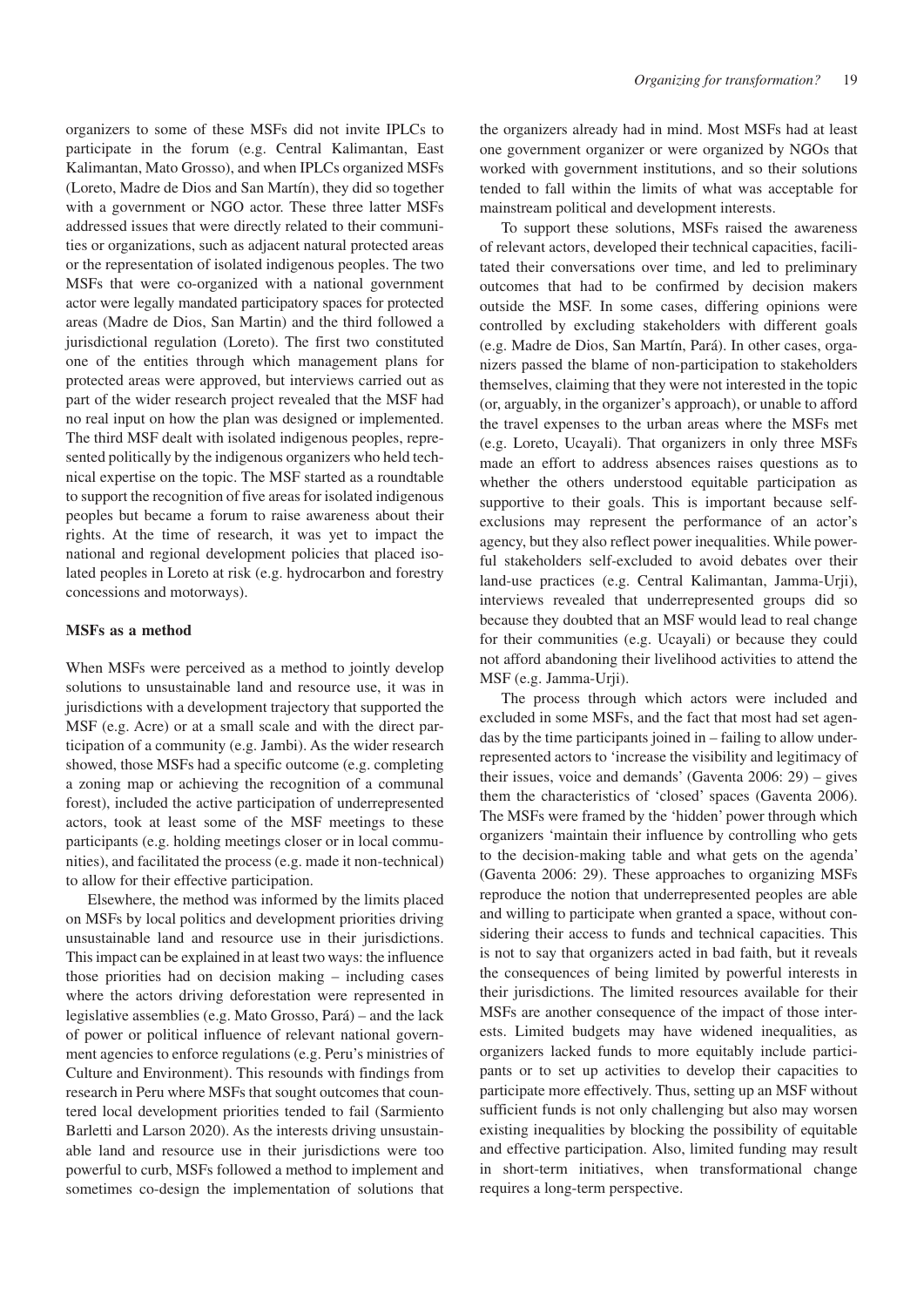organizers to some of these MSFs did not invite IPLCs to participate in the forum (e.g. Central Kalimantan, East Kalimantan, Mato Grosso), and when IPLCs organized MSFs (Loreto, Madre de Dios and San Martín), they did so together with a government or NGO actor. These three latter MSFs addressed issues that were directly related to their communities or organizations, such as adjacent natural protected areas or the representation of isolated indigenous peoples. The two MSFs that were co-organized with a national government actor were legally mandated participatory spaces for protected areas (Madre de Dios, San Martin) and the third followed a jurisdictional regulation (Loreto). The first two constituted one of the entities through which management plans for protected areas were approved, but interviews carried out as part of the wider research project revealed that the MSF had no real input on how the plan was designed or implemented. The third MSF dealt with isolated indigenous peoples, represented politically by the indigenous organizers who held technical expertise on the topic. The MSF started as a roundtable to support the recognition of five areas for isolated indigenous peoples but became a forum to raise awareness about their rights. At the time of research, it was yet to impact the national and regional development policies that placed isolated peoples in Loreto at risk (e.g. hydrocarbon and forestry concessions and motorways).

### MSFs as a method

When MSFs were perceived as a method to jointly develop solutions to unsustainable land and resource use, it was in jurisdictions with a development trajectory that supported the MSF (e.g. Acre) or at a small scale and with the direct participation of a community (e.g. Jambi). As the wider research showed, those MSFs had a specific outcome (e.g. completing a zoning map or achieving the recognition of a communal forest), included the active participation of underrepresented actors, took at least some of the MSF meetings to these participants (e.g. holding meetings closer or in local communities), and facilitated the process (e.g. made it non-technical) to allow for their effective participation.

Elsewhere, the method was informed by the limits placed on MSFs by local politics and development priorities driving unsustainable land and resource use in their jurisdictions. This impact can be explained in at least two ways: the influence those priorities had on decision making – including cases where the actors driving deforestation were represented in legislative assemblies (e.g. Mato Grosso, Pará) – and the lack of power or political influence of relevant national government agencies to enforce regulations (e.g. Peru's ministries of Culture and Environment). This resounds with findings from research in Peru where MSFs that sought outcomes that countered local development priorities tended to fail (Sarmiento Barletti and Larson 2020). As the interests driving unsustainable land and resource use in their jurisdictions were too powerful to curb, MSFs followed a method to implement and sometimes co-design the implementation of solutions that the organizers already had in mind. Most MSFs had at least one government organizer or were organized by NGOs that worked with government institutions, and so their solutions tended to fall within the limits of what was acceptable for mainstream political and development interests.

To support these solutions, MSFs raised the awareness of relevant actors, developed their technical capacities, facilitated their conversations over time, and led to preliminary outcomes that had to be confirmed by decision makers outside the MSF. In some cases, differing opinions were controlled by excluding stakeholders with different goals (e.g. Madre de Dios, San Martín, Pará). In other cases, organizers passed the blame of non-participation to stakeholders themselves, claiming that they were not interested in the topic (or, arguably, in the organizer's approach), or unable to afford the travel expenses to the urban areas where the MSFs met (e.g. Loreto, Ucayali). That organizers in only three MSFs made an effort to address absences raises questions as to whether the others understood equitable participation as supportive to their goals. This is important because self-exclusions may represent the performance of an actor's agency, but they also reflect power inequalities. While powerful stakeholders self-excluded to avoid debates over their land-use practices (e.g. Central Kalimantan, Jamma-Urji), interviews revealed that underrepresented groups did so because they doubted that an MSF would lead to real change for their communities (e.g. Ucayali) or because they could not afford abandoning their livelihood activities to attend the MSF (e.g. Jamma-Urji).

The process through which actors were included and excluded in some MSFs, and the fact that most had set agendas by the time participants joined in – failing to allow underrepresented actors to 'increase the visibility and legitimacy of their issues, voice and demands' (Gaventa 2006: 29) – gives them the characteristics of 'closed' spaces (Gaventa 2006). The MSFs were framed by the 'hidden' power through which organizers 'maintain their influence by controlling who gets to the decision-making table and what gets on the agenda' (Gaventa 2006: 29). These approaches to organizing MSFs reproduce the notion that underrepresented peoples are able and willing to participate when granted a space, without considering their access to funds and technical capacities. This is not to say that organizers acted in bad faith, but it reveals the consequences of being limited by powerful interests in their jurisdictions. The limited resources available for their MSFs are another consequence of the impact of those interests. Limited budgets may have widened inequalities, as organizers lacked funds to more equitably include participants or to set up activities to develop their capacities to participate more effectively. Thus, setting up an MSF without sufficient funds is not only challenging but also may worsen existing inequalities by blocking the possibility of equitable and effective participation. Also, limited funding may result in short-term initiatives, when transformational change requires a long-term perspective.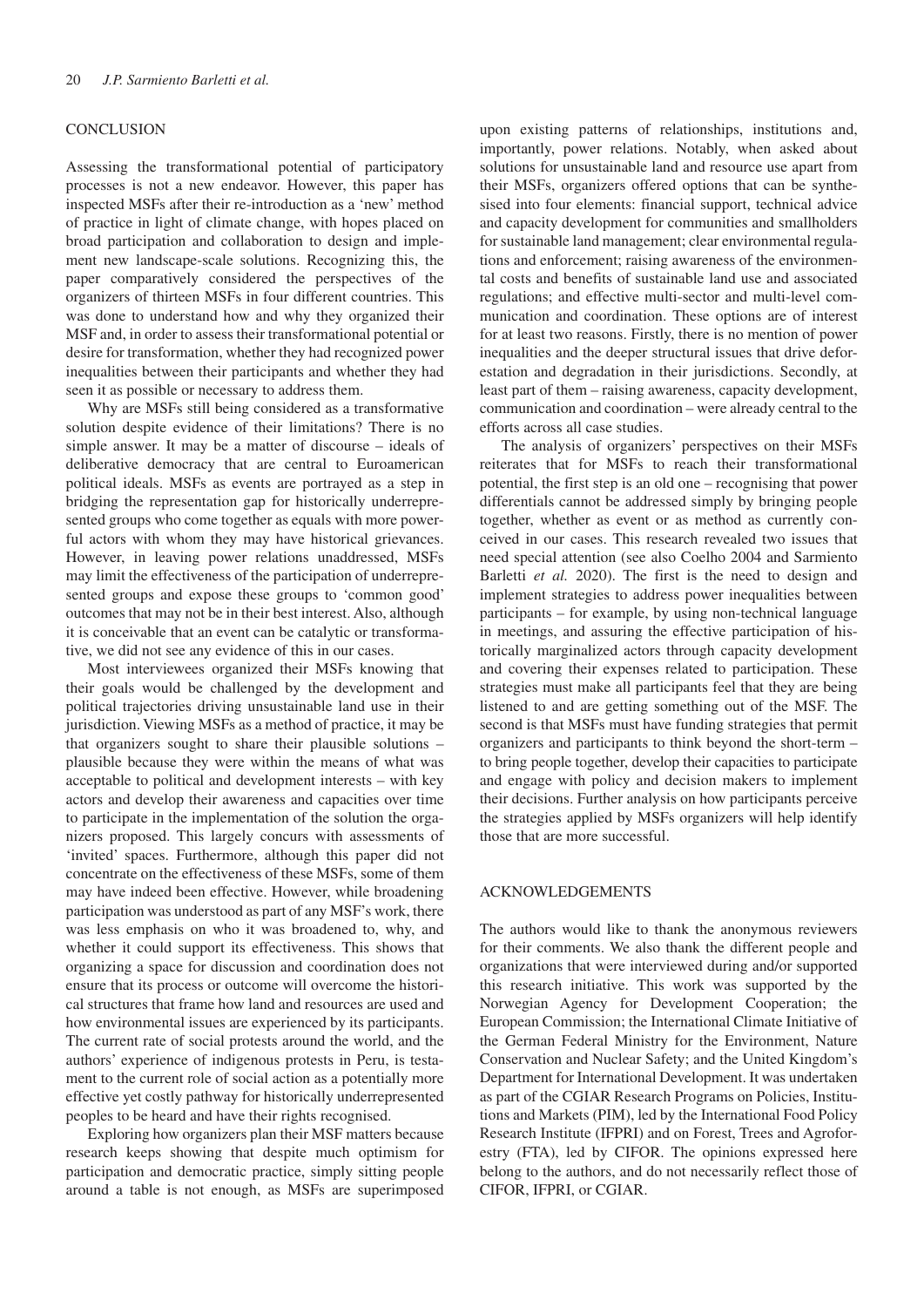## CONCLUSION

Assessing the transformational potential of participatory processes is not a new endeavor. However, this paper has inspected MSFs after their re-introduction as a 'new' method of practice in light of climate change, with hopes placed on broad participation and collaboration to design and implement new landscape-scale solutions. Recognizing this, the paper comparatively considered the perspectives of the organizers of thirteen MSFs in four different countries. This was done to understand how and why they organized their MSF and, in order to assess their transformational potential or desire for transformation, whether they had recognized power inequalities between their participants and whether they had seen it as possible or necessary to address them.

Why are MSFs still being considered as a transformative solution despite evidence of their limitations? There is no simple answer. It may be a matter of discourse – ideals of deliberative democracy that are central to Euroamerican political ideals. MSFs as events are portrayed as a step in bridging the representation gap for historically underrepresented groups who come together as equals with more powerful actors with whom they may have historical grievances. However, in leaving power relations unaddressed, MSFs may limit the effectiveness of the participation of underrepresented groups and expose these groups to 'common good' outcomes that may not be in their best interest. Also, although it is conceivable that an event can be catalytic or transformative, we did not see any evidence of this in our cases.

Most interviewees organized their MSFs knowing that their goals would be challenged by the development and political trajectories driving unsustainable land use in their jurisdiction. Viewing MSFs as a method of practice, it may be that organizers sought to share their plausible solutions – plausible because they were within the means of what was acceptable to political and development interests – with key actors and develop their awareness and capacities over time to participate in the implementation of the solution the organizers proposed. This largely concurs with assessments of 'invited' spaces. Furthermore, although this paper did not concentrate on the effectiveness of these MSFs, some of them may have indeed been effective. However, while broadening participation was understood as part of any MSF's work, there was less emphasis on who it was broadened to, why, and whether it could support its effectiveness. This shows that organizing a space for discussion and coordination does not ensure that its process or outcome will overcome the historical structures that frame how land and resources are used and how environmental issues are experienced by its participants. The current rate of social protests around the world, and the authors' experience of indigenous protests in Peru, is testament to the current role of social action as a potentially more effective yet costly pathway for historically underrepresented peoples to be heard and have their rights recognised.

Exploring how organizers plan their MSF matters because research keeps showing that despite much optimism for participation and democratic practice, simply sitting people around a table is not enough, as MSFs are superimposed upon existing patterns of relationships, institutions and, importantly, power relations. Notably, when asked about solutions for unsustainable land and resource use apart from their MSFs, organizers offered options that can be synthesised into four elements: financial support, technical advice and capacity development for communities and smallholders for sustainable land management; clear environmental regulations and enforcement; raising awareness of the environmental costs and benefits of sustainable land use and associated regulations; and effective multi-sector and multi-level communication and coordination. These options are of interest for at least two reasons. Firstly, there is no mention of power inequalities and the deeper structural issues that drive deforestation and degradation in their jurisdictions. Secondly, at least part of them – raising awareness, capacity development, communication and coordination – were already central to the efforts across all case studies.

The analysis of organizers' perspectives on their MSFs reiterates that for MSFs to reach their transformational potential, the first step is an old one – recognising that power differentials cannot be addressed simply by bringing people together, whether as event or as method as currently conceived in our cases. This research revealed two issues that need special attention (see also Coelho 2004 and Sarmiento Barletti *et al.* 2020). The first is the need to design and implement strategies to address power inequalities between participants – for example, by using non-technical language in meetings, and assuring the effective participation of historically marginalized actors through capacity development and covering their expenses related to participation. These strategies must make all participants feel that they are being listened to and are getting something out of the MSF. The second is that MSFs must have funding strategies that permit organizers and participants to think beyond the short-term – to bring people together, develop their capacities to participate and engage with policy and decision makers to implement their decisions. Further analysis on how participants perceive the strategies applied by MSFs organizers will help identify those that are more successful.

## ACKNOWLEDGEMENTS

The authors would like to thank the anonymous reviewers for their comments. We also thank the different people and organizations that were interviewed during and/or supported this research initiative. This work was supported by the Norwegian Agency for Development Cooperation; the European Commission; the International Climate Initiative of the German Federal Ministry for the Environment, Nature Conservation and Nuclear Safety; and the United Kingdom's Department for International Development. It was undertaken as part of the CGIAR Research Programs on Policies, Institutions and Markets (PIM), led by the International Food Policy Research Institute (IFPRI) and on Forest, Trees and Agroforestry (FTA), led by CIFOR. The opinions expressed here belong to the authors, and do not necessarily reflect those of CIFOR, IFPRI, or CGIAR.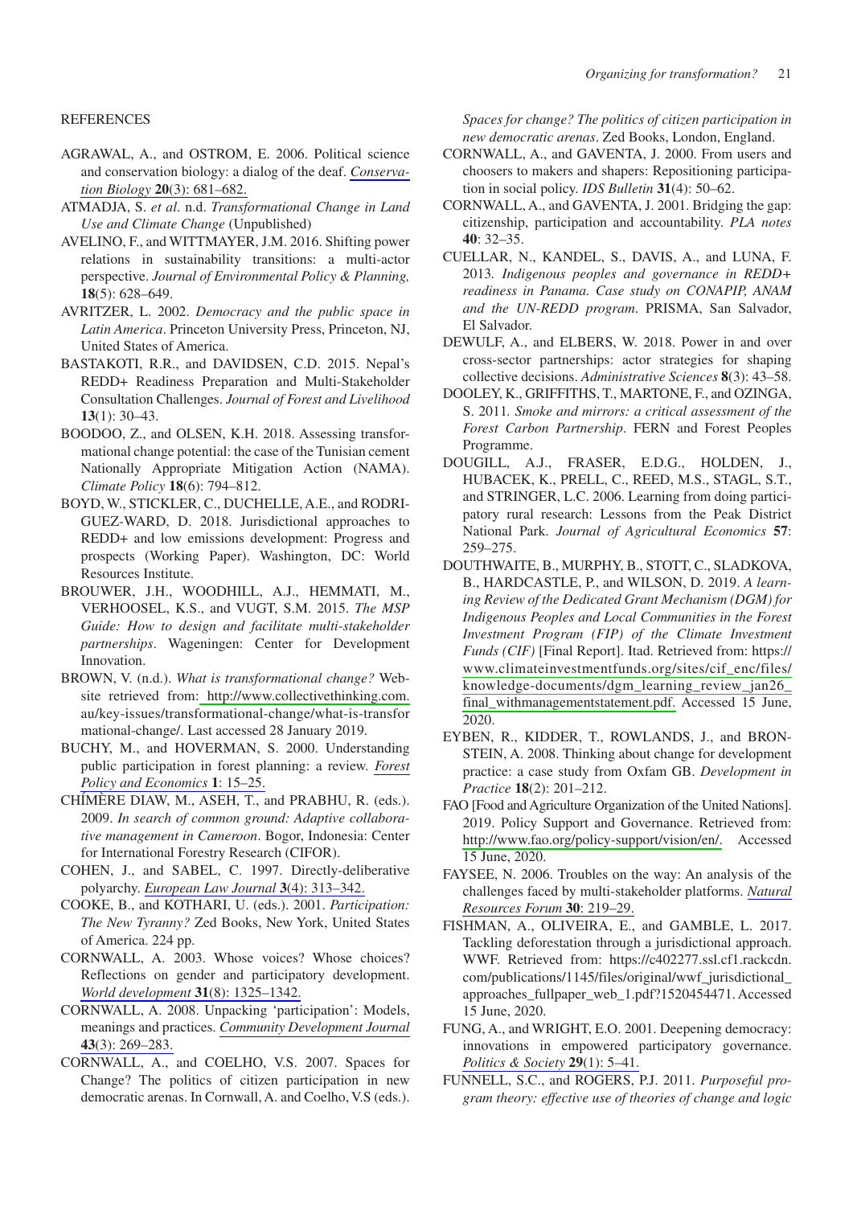REFERENCES

AGRAWAL, A., and OSTROM, E. 2006. Political science and conservation biology: a dialog of the deaf. *Conservation Biology* **20**(3): 681–682.

ATMADJA, S. *et al*. n.d. *Transformational Change in Land Use and Climate Change* (Unpublished)

AVELINO, F., and WITTMAYER, J.M. 2016. Shifting power relations in sustainability transitions: a multi-actor perspective. *Journal of Environmental Policy & Planning,* **18**(5): 628–649.

AVRITZER, L. 2002. *Democracy and the public space in Latin America*. Princeton University Press, Princeton, NJ, United States of America.

BASTAKOTI, R.R., and DAVIDSEN, C.D. 2015. Nepal's REDD+ Readiness Preparation and Multi-Stakeholder Consultation Challenges. *Journal of Forest and Livelihood* **13**(1): 30–43.

BOODOO, Z., and OLSEN, K.H. 2018. Assessing transformational change potential: the case of the Tunisian cement Nationally Appropriate Mitigation Action (NAMA). *Climate Policy* **18**(6): 794–812.

BOYD, W., STICKLER, C., DUCHELLE, A.E., and RODRIGUEZ-WARD, D. 2018. Jurisdictional approaches to REDD+ and low emissions development: Progress and prospects (Working Paper). Washington, DC: World Resources Institute.

BROUWER, J.H., WOODHILL, A.J., HEMMATI, M., VERHOOSEL, K.S., and VUGT, S.M. 2015. *The MSP Guide: How to design and facilitate multi-stakeholder partnerships*. Wageningen: Center for Development Innovation.

BROWN, V. (n.d.). *What is transformational change?* Website retrieved from: http://www.collectivethinking.com.au/key-issues/transformational-change/what-is-transformational-change/. Last accessed 28 January 2019.

BUCHY, M., and HOVERMAN, S. 2000. Understanding public participation in forest planning: a review. *Forest Policy and Economics* **1**: 15–25.

CHÍMÈRE DIAW, M., ASEH, T., and PRABHU, R. (eds.). 2009. *In search of common ground: Adaptive collaborative management in Cameroon*. Bogor, Indonesia: Center for International Forestry Research (CIFOR).

COHEN, J., and SABEL, C. 1997. Directly-deliberative polyarchy. *European Law Journal* **3**(4): 313–342.

COOKE, B., and KOTHARI, U. (eds.). 2001. *Participation: The New Tyranny?* Zed Books, New York, United States of America. 224 pp.

CORNWALL, A. 2003. Whose voices? Whose choices? Reflections on gender and participatory development. *World development* **31**(8): 1325–1342.

CORNWALL, A. 2008. Unpacking 'participation': Models, meanings and practices. *Community Development Journal* **43**(3): 269–283.

CORNWALL, A., and COELHO, V.S. 2007. Spaces for Change? The politics of citizen participation in new democratic arenas. In Cornwall, A. and Coelho, V.S (eds.). *Spaces for change? The politics of citizen participation in new democratic arenas*. Zed Books, London, England.

CORNWALL, A., and GAVENTA, J. 2000. From users and choosers to makers and shapers: Repositioning participation in social policy. *IDS Bulletin* **31**(4): 50–62.

CORNWALL, A., and GAVENTA, J. 2001. Bridging the gap: citizenship, participation and accountability. *PLA notes* **40**: 32–35.

CUELLAR, N., KANDEL, S., DAVIS, A., and LUNA, F. 2013. *Indigenous peoples and governance in REDD+ readiness in Panama. Case study on CONAPIP, ANAM and the UN-REDD program*. PRISMA, San Salvador, El Salvador.

DEWULF, A., and ELBERS, W. 2018. Power in and over cross-sector partnerships: actor strategies for shaping collective decisions. *Administrative Sciences* **8**(3): 43–58.

DOOLEY, K., GRIFFITHS, T., MARTONE, F., and OZINGA, S. 2011. *Smoke and mirrors: a critical assessment of the Forest Carbon Partnership*. FERN and Forest Peoples Programme.

DOUGILL, A.J., FRASER, E.D.G., HOLDEN, J., HUBACEK, K., PRELL, C., REED, M.S., STAGL, S.T., and STRINGER, L.C. 2006. Learning from doing participatory rural research: Lessons from the Peak District National Park. *Journal of Agricultural Economics* **57**: 259–275.

DOUTHWAITE, B., MURPHY, B., STOTT, C., SLADKOVA, B., HARDCASTLE, P., and WILSON, D. 2019. *A learning Review of the Dedicated Grant Mechanism (DGM) for Indigenous Peoples and Local Communities in the Forest Investment Program (FIP) of the Climate Investment Funds (CIF)* [Final Report]. Itad. Retrieved from: https://www.climateinvestmentfunds.org/sites/cif_enc/files/knowledge-documents/dgm_learning_review_jan26_final_withmanagementstatement.pdf. Accessed 15 June, 2020.

EYBEN, R., KIDDER, T., ROWLANDS, J., and BRONSTEIN, A. 2008. Thinking about change for development practice: a case study from Oxfam GB. *Development in Practice* **18**(2): 201–212.

FAO [Food and Agriculture Organization of the United Nations]. 2019. Policy Support and Governance. Retrieved from: http://www.fao.org/policy-support/vision/en/. Accessed 15 June, 2020.

FAYSEE, N. 2006. Troubles on the way: An analysis of the challenges faced by multi-stakeholder platforms. *Natural Resources Forum* **30**: 219–29.

FISHMAN, A., OLIVEIRA, E., and GAMBLE, L. 2017. Tackling deforestation through a jurisdictional approach. WWF. Retrieved from: https://c402277.ssl.cf1.rackcdn.com/publications/1145/files/original/wwf_jurisdictional_approaches_fullpaper_web_1.pdf?1520454471. Accessed 15 June, 2020.

FUNG, A., and WRIGHT, E.O. 2001. Deepening democracy: innovations in empowered participatory governance. *Politics & Society* **29**(1): 5–41.

FUNNELL, S.C., and ROGERS, P.J. 2011. *Purposeful program theory: effective use of theories of change and logic*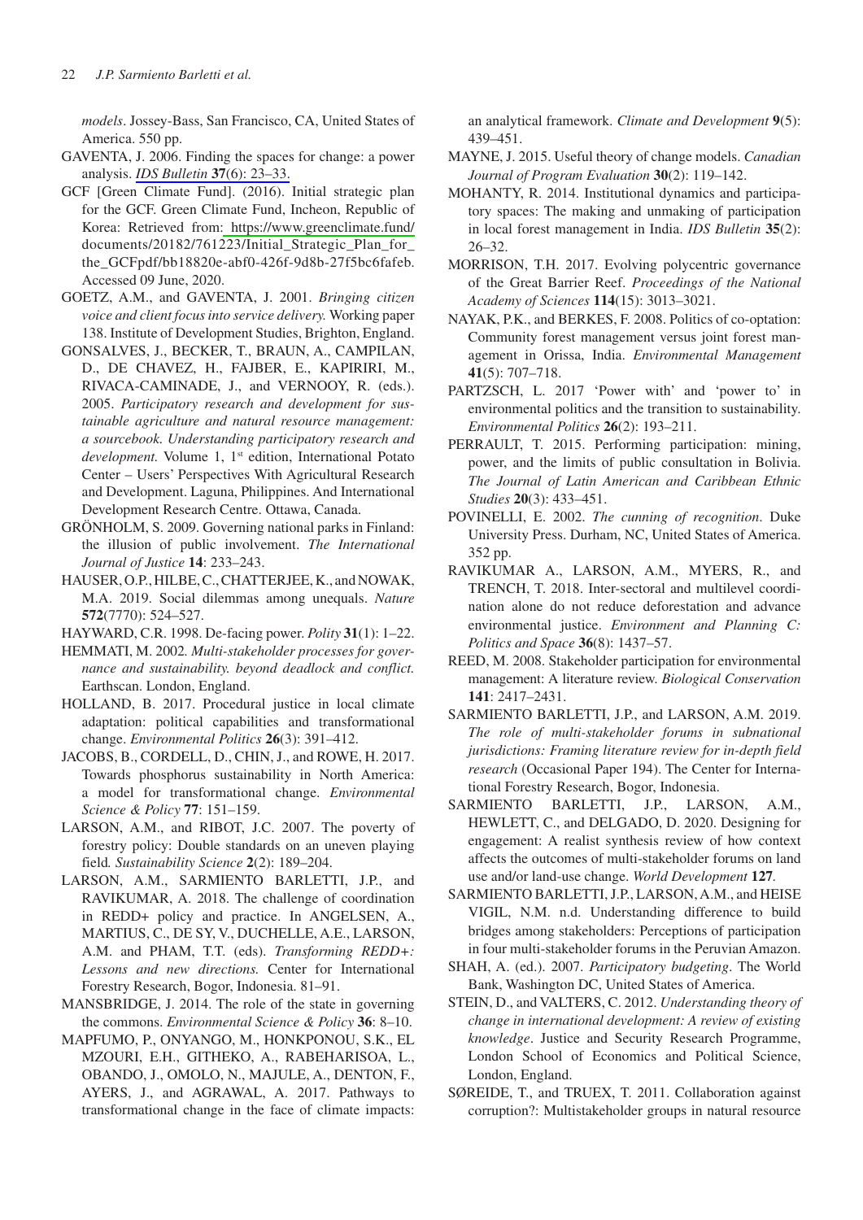*models*. Jossey-Bass, San Francisco, CA, United States of America. 550 pp.

GAVENTA, J. 2006. Finding the spaces for change: a power analysis. *IDS Bulletin* **37**(6): 23–33.

GCF [Green Climate Fund]. (2016). Initial strategic plan for the GCF. Green Climate Fund, Incheon, Republic of Korea: Retrieved from: https://www.greenclimate.fund/documents/20182/761223/Initial_Strategic_Plan_for_the_GCFpdf/bb18820e-abf0-426f-9d8b-27f5bc6fafeb. Accessed 09 June, 2020.

GOETZ, A.M., and GAVENTA, J. 2001. *Bringing citizen voice and client focus into service delivery.* Working paper 138. Institute of Development Studies, Brighton, England.

GONSALVES, J., BECKER, T., BRAUN, A., CAMPILAN, D., DE CHAVEZ, H., FAJBER, E., KAPIRIRI, M., RIVACA-CAMINADE, J., and VERNOOY, R. (eds.). 2005. *Participatory research and development for sustainable agriculture and natural resource management: a sourcebook. Understanding participatory research and development.* Volume 1, 1st edition, International Potato Center – Users' Perspectives With Agricultural Research and Development. Laguna, Philippines. And International Development Research Centre. Ottawa, Canada.

GRÖNHOLM, S. 2009. Governing national parks in Finland: the illusion of public involvement. *The International Journal of Justice* **14**: 233–243.

HAUSER, O.P., HILBE, C., CHATTERJEE, K., and NOWAK, M.A. 2019. Social dilemmas among unequals. *Nature* **572**(7770): 524–527.

HAYWARD, C.R. 1998. De-facing power. *Polity* **31**(1): 1–22.

HEMMATI, M. 2002*. Multi-stakeholder processes for governance and sustainability. beyond deadlock and conflict.* Earthscan. London, England.

HOLLAND, B. 2017. Procedural justice in local climate adaptation: political capabilities and transformational change. *Environmental Politics* **26**(3): 391–412.

JACOBS, B., CORDELL, D., CHIN, J., and ROWE, H. 2017. Towards phosphorus sustainability in North America: a model for transformational change. *Environmental Science & Policy* **77**: 151–159.

LARSON, A.M., and RIBOT, J.C. 2007. The poverty of forestry policy: Double standards on an uneven playing field*. Sustainability Science* **2**(2): 189–204.

LARSON, A.M., SARMIENTO BARLETTI, J.P., and RAVIKUMAR, A. 2018. The challenge of coordination in REDD+ policy and practice. In ANGELSEN, A., MARTIUS, C., DE SY, V., DUCHELLE, A.E., LARSON, A.M. and PHAM, T.T. (eds). *Transforming REDD+: Lessons and new directions.* Center for International Forestry Research, Bogor, Indonesia. 81–91.

MANSBRIDGE, J. 2014. The role of the state in governing the commons. *Environmental Science & Policy* **36**: 8–10.

MAPFUMO, P., ONYANGO, M., HONKPONOU, S.K., EL MZOURI, E.H., GITHEKO, A., RABEHARISOA, L., OBANDO, J., OMOLO, N., MAJULE, A., DENTON, F., AYERS, J., and AGRAWAL, A. 2017. Pathways to transformational change in the face of climate impacts: an analytical framework. *Climate and Development* **9**(5): 439–451.

MAYNE, J. 2015. Useful theory of change models. *Canadian Journal of Program Evaluation* **30**(2): 119–142.

MOHANTY, R. 2014. Institutional dynamics and participatory spaces: The making and unmaking of participation in local forest management in India. *IDS Bulletin* **35**(2): 26–32.

MORRISON, T.H. 2017. Evolving polycentric governance of the Great Barrier Reef. *Proceedings of the National Academy of Sciences* **114**(15): 3013–3021.

NAYAK, P.K., and BERKES, F. 2008. Politics of co-optation: Community forest management versus joint forest management in Orissa, India. *Environmental Management* **41**(5): 707–718.

PARTZSCH, L. 2017 'Power with' and 'power to' in environmental politics and the transition to sustainability. *Environmental Politics* **26**(2): 193–211.

PERRAULT, T. 2015. Performing participation: mining, power, and the limits of public consultation in Bolivia. *The Journal of Latin American and Caribbean Ethnic Studies* **20**(3): 433–451.

POVINELLI, E. 2002. *The cunning of recognition*. Duke University Press. Durham, NC, United States of America. 352 pp.

RAVIKUMAR A., LARSON, A.M., MYERS, R., and TRENCH, T. 2018. Inter-sectoral and multilevel coordination alone do not reduce deforestation and advance environmental justice. *Environment and Planning C: Politics and Space* **36**(8): 1437–57.

REED, M. 2008. Stakeholder participation for environmental management: A literature review. *Biological Conservation* **141**: 2417–2431.

SARMIENTO BARLETTI, J.P., and LARSON, A.M. 2019. *The role of multi-stakeholder forums in subnational jurisdictions: Framing literature review for in-depth field research* (Occasional Paper 194). The Center for International Forestry Research, Bogor, Indonesia.

SARMIENTO BARLETTI, J.P., LARSON, A.M., HEWLETT, C., and DELGADO, D. 2020. Designing for engagement: A realist synthesis review of how context affects the outcomes of multi-stakeholder forums on land use and/or land-use change. *World Development* **127**.

SARMIENTO BARLETTI, J.P., LARSON, A.M., and HEISE VIGIL, N.M. n.d. Understanding difference to build bridges among stakeholders: Perceptions of participation in four multi-stakeholder forums in the Peruvian Amazon.

SHAH, A. (ed.). 2007. *Participatory budgeting*. The World Bank, Washington DC, United States of America.

STEIN, D., and VALTERS, C. 2012. *Understanding theory of change in international development: A review of existing knowledge*. Justice and Security Research Programme, London School of Economics and Political Science, London, England.

SØREIDE, T., and TRUEX, T. 2011. Collaboration against corruption?: Multistakeholder groups in natural resource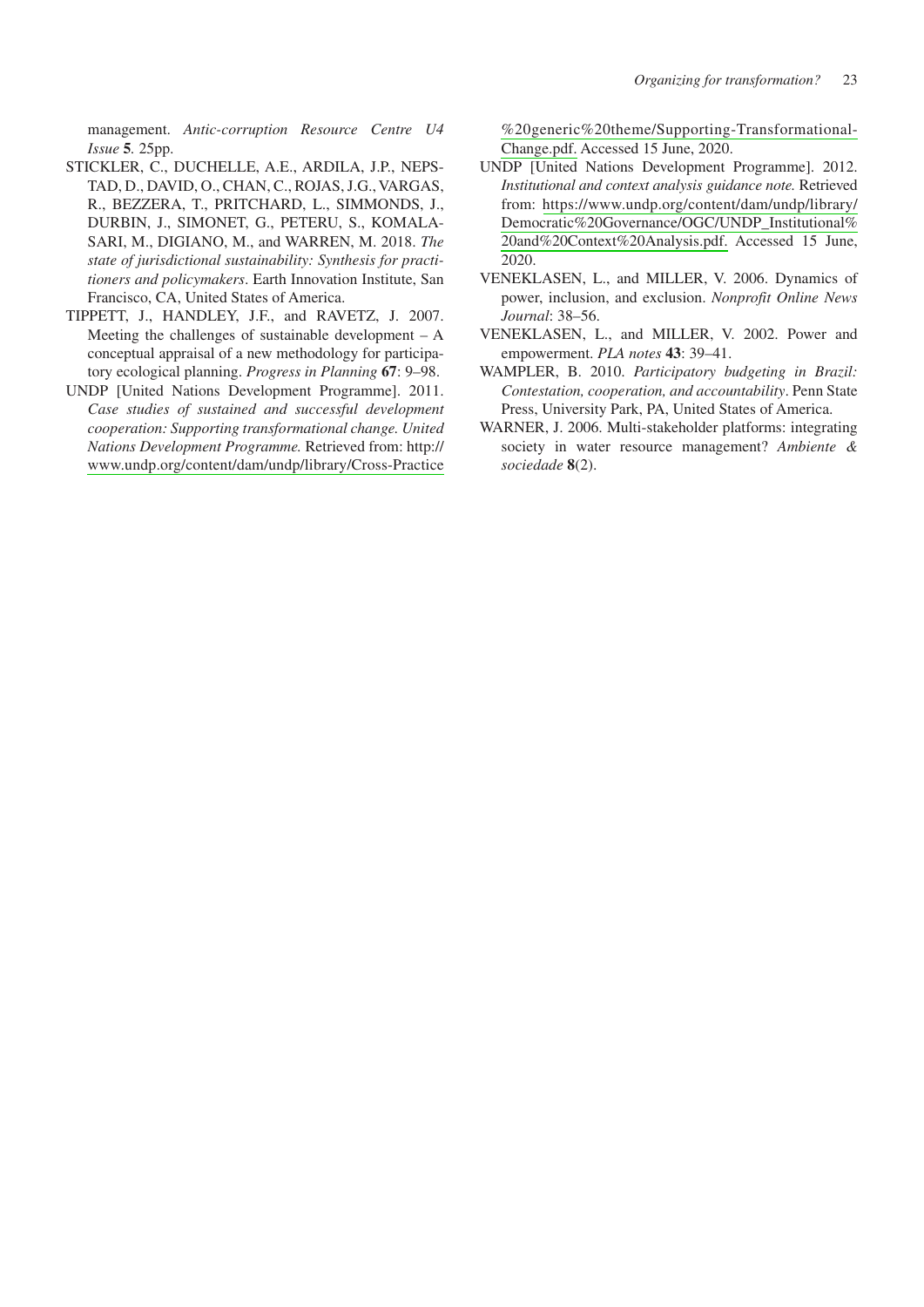management. *Antic-corruption Resource Centre U4 Issue* **5**. 25pp.

STICKLER, C., DUCHELLE, A.E., ARDILA, J.P., NEPSTAD, D., DAVID, O., CHAN, C., ROJAS, J.G., VARGAS, R., BEZZERA, T., PRITCHARD, L., SIMMONDS, J., DURBIN, J., SIMONET, G., PETERU, S., KOMALASARI, M., DIGIANO, M., and WARREN, M. 2018. *The state of jurisdictional sustainability: Synthesis for practitioners and policymakers*. Earth Innovation Institute, San Francisco, CA, United States of America.

TIPPETT, J., HANDLEY, J.F., and RAVETZ, J. 2007. Meeting the challenges of sustainable development – A conceptual appraisal of a new methodology for participatory ecological planning. *Progress in Planning* **67**: 9–98.

UNDP [United Nations Development Programme]. 2011. *Case studies of sustained and successful development cooperation: Supporting transformational change. United Nations Development Programme.* Retrieved from: http://www.undp.org/content/dam/undp/library/Cross-Practice%20generic%20theme/Supporting-Transformational-Change.pdf. Accessed 15 June, 2020.

UNDP [United Nations Development Programme]. 2012. *Institutional and context analysis guidance note.* Retrieved from: https://www.undp.org/content/dam/undp/library/Democratic%20Governance/OGC/UNDP_Institutional%20and%20Context%20Analysis.pdf. Accessed 15 June, 2020.

VENEKLASEN, L., and MILLER, V. 2006. Dynamics of power, inclusion, and exclusion. *Nonprofit Online News Journal*: 38–56.

VENEKLASEN, L., and MILLER, V. 2002. Power and empowerment. *PLA notes* **43**: 39–41.

WAMPLER, B. 2010. *Participatory budgeting in Brazil: Contestation, cooperation, and accountability*. Penn State Press, University Park, PA, United States of America.

WARNER, J. 2006. Multi-stakeholder platforms: integrating society in water resource management? *Ambiente & sociedade* **8**(2).